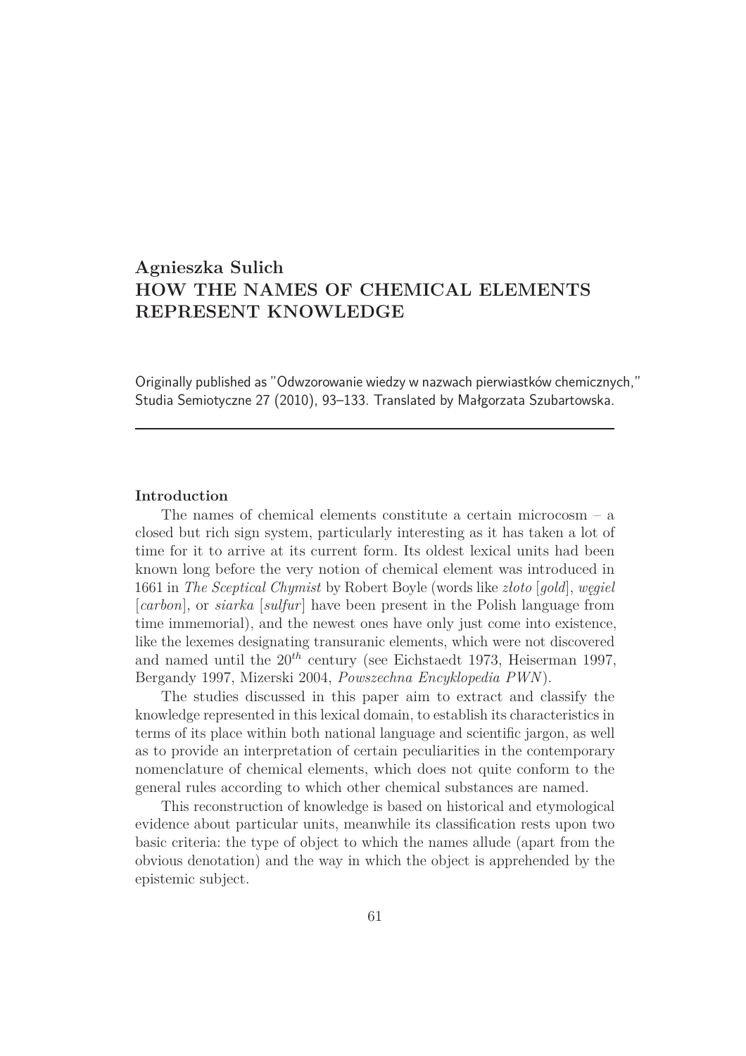**Agnieszka Sulich**

# HOW THE NAMES OF CHEMICAL ELEMENTS REPRESENT KNOWLEDGE

Originally published as "Odwzorowanie wiedzy w nazwach pierwiastków chemicznych," Studia Semiotyczne 27 (2010), 93–133. Translated by Małgorzata Szubartowska.

---

### Introduction

The names of chemical elements constitute a certain microcosm – a closed but rich sign system, particularly interesting as it has taken a lot of time for it to arrive at its current form. Its oldest lexical units had been known long before the very notion of chemical element was introduced in 1661 in *The Sceptical Chymist* by Robert Boyle (words like *złoto* [*gold*], *węgiel* [*carbon*], or *siarka* [*sulfur*] have been present in the Polish language from time immemorial), and the newest ones have only just come into existence, like the lexemes designating transuranic elements, which were not discovered and named until the $20^{th}$ century (see Eichstaedt 1973, Heiserman 1997, Bergandy 1997, Mizerski 2004, *Powszechna Encyklopedia PWN*).

The studies discussed in this paper aim to extract and classify the knowledge represented in this lexical domain, to establish its characteristics in terms of its place within both national language and scientific jargon, as well as to provide an interpretation of certain peculiarities in the contemporary nomenclature of chemical elements, which does not quite conform to the general rules according to which other chemical substances are named.

This reconstruction of knowledge is based on historical and etymological evidence about particular units, meanwhile its classification rests upon two basic criteria: the type of object to which the names allude (apart from the obvious denotation) and the way in which the object is apprehended by the epistemic subject.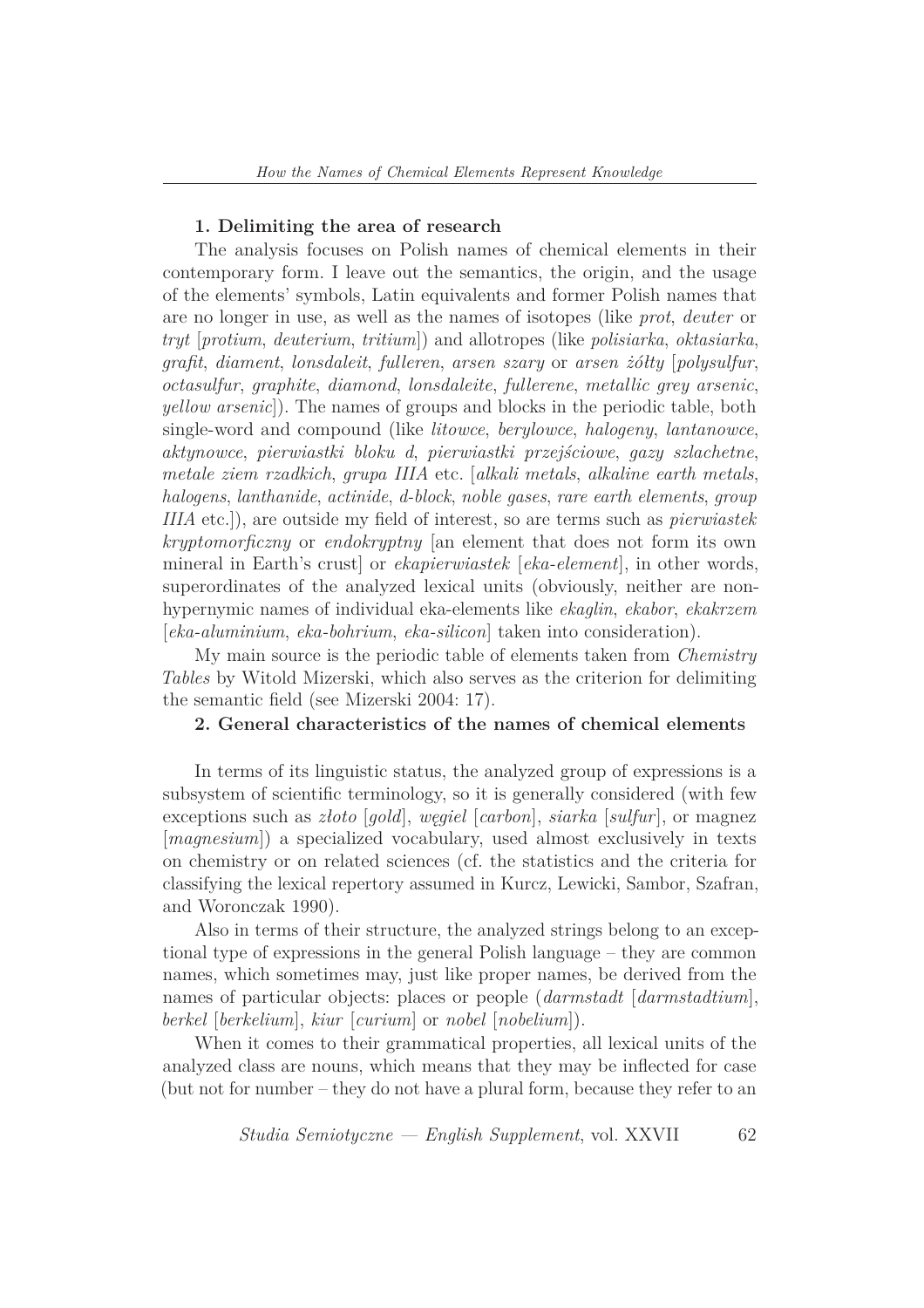### 1. Delimiting the area of research

The analysis focuses on Polish names of chemical elements in their contemporary form. I leave out the semantics, the origin, and the usage of the elements' symbols, Latin equivalents and former Polish names that are no longer in use, as well as the names of isotopes (like *prot*, *deuter* or *tryt* [*protium*, *deuterium*, *tritium*]) and allotropes (like *polisiarka*, *oktasiarka*, *grafit*, *diament*, *lonsdaleit*, *fulleren*, *arsen szary* or *arsen żółty* [*polysulfur*, *octasulfur*, *graphite*, *diamond*, *lonsdaleite*, *fullerene*, *metallic grey arsenic*, *yellow arsenic*]). The names of groups and blocks in the periodic table, both single-word and compound (like *litowce*, *berylowce*, *halogeny*, *lantanowce*, *aktynowce*, *pierwiastki bloku d*, *pierwiastki przejściowe*, *gazy szlachetne*, *metale ziem rzadkich*, *grupa IIIA* etc. [*alkali metals*, *alkaline earth metals*, *halogens*, *lanthanide*, *actinide*, *d-block*, *noble gases*, *rare earth elements*, *group IIIA* etc.]), are outside my field of interest, so are terms such as *pierwiastek kryptomorficzny* or *endokryptny* [an element that does not form its own mineral in Earth's crust] or *ekapierwiastek* [*eka-element*], in other words, superordinates of the analyzed lexical units (obviously, neither are non-hypernymic names of individual eka-elements like *ekaglin*, *ekabor*, *ekakrzem* [*eka-aluminium*, *eka-bohrium*, *eka-silicon*] taken into consideration).

My main source is the periodic table of elements taken from *Chemistry Tables* by Witold Mizerski, which also serves as the criterion for delimiting the semantic field (see Mizerski 2004: 17).

### 2. General characteristics of the names of chemical elements

In terms of its linguistic status, the analyzed group of expressions is a subsystem of scientific terminology, so it is generally considered (with few exceptions such as *złoto* [*gold*], *węgiel* [*carbon*], *siarka* [*sulfur*], or magnez [*magnesium*]) a specialized vocabulary, used almost exclusively in texts on chemistry or on related sciences (cf. the statistics and the criteria for classifying the lexical repertory assumed in Kurcz, Lewicki, Sambor, Szafran, and Woronczak 1990).

Also in terms of their structure, the analyzed strings belong to an exceptional type of expressions in the general Polish language – they are common names, which sometimes may, just like proper names, be derived from the names of particular objects: places or people (*darmstadt* [*darmstadtium*], *berkel* [*berkelium*], *kiur* [*curium*] or *nobel* [*nobelium*]).

When it comes to their grammatical properties, all lexical units of the analyzed class are nouns, which means that they may be inflected for case (but not for number – they do not have a plural form, because they refer to an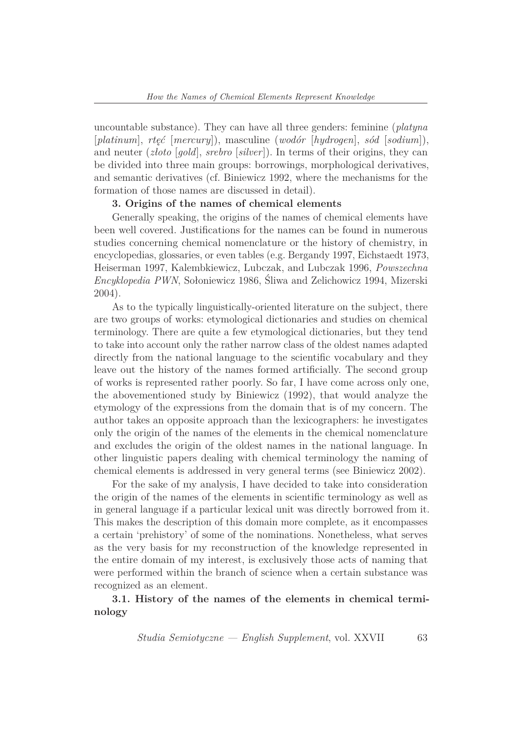uncountable substance). They can have all three genders: feminine (*platyna* [*platinum*], *rtęć* [*mercury*]), masculine (*wodór* [*hydrogen*], *sód* [*sodium*]), and neuter (*złoto* [*gold*], *srebro* [*silver*]). In terms of their origins, they can be divided into three main groups: borrowings, morphological derivatives, and semantic derivatives (cf. Biniewicz 1992, where the mechanisms for the formation of those names are discussed in detail).

## 3. Origins of the names of chemical elements

Generally speaking, the origins of the names of chemical elements have been well covered. Justifications for the names can be found in numerous studies concerning chemical nomenclature or the history of chemistry, in encyclopedias, glossaries, or even tables (e.g. Bergandy 1997, Eichstaedt 1973, Heiserman 1997, Kalembkiewicz, Lubczak, and Lubczak 1996, *Powszechna Encyklopedia PWN*, Sołoniewicz 1986, Śliwa and Zelichowicz 1994, Mizerski 2004).

As to the typically linguistically-oriented literature on the subject, there are two groups of works: etymological dictionaries and studies on chemical terminology. There are quite a few etymological dictionaries, but they tend to take into account only the rather narrow class of the oldest names adapted directly from the national language to the scientific vocabulary and they leave out the history of the names formed artificially. The second group of works is represented rather poorly. So far, I have come across only one, the abovementioned study by Biniewicz (1992), that would analyze the etymology of the expressions from the domain that is of my concern. The author takes an opposite approach than the lexicographers: he investigates only the origin of the names of the elements in the chemical nomenclature and excludes the origin of the oldest names in the national language. In other linguistic papers dealing with chemical terminology the naming of chemical elements is addressed in very general terms (see Biniewicz 2002).

For the sake of my analysis, I have decided to take into consideration the origin of the names of the elements in scientific terminology as well as in general language if a particular lexical unit was directly borrowed from it. This makes the description of this domain more complete, as it encompasses a certain 'prehistory' of some of the nominations. Nonetheless, what serves as the very basis for my reconstruction of the knowledge represented in the entire domain of my interest, is exclusively those acts of naming that were performed within the branch of science when a certain substance was recognized as an element.

### 3.1. History of the names of the elements in chemical terminology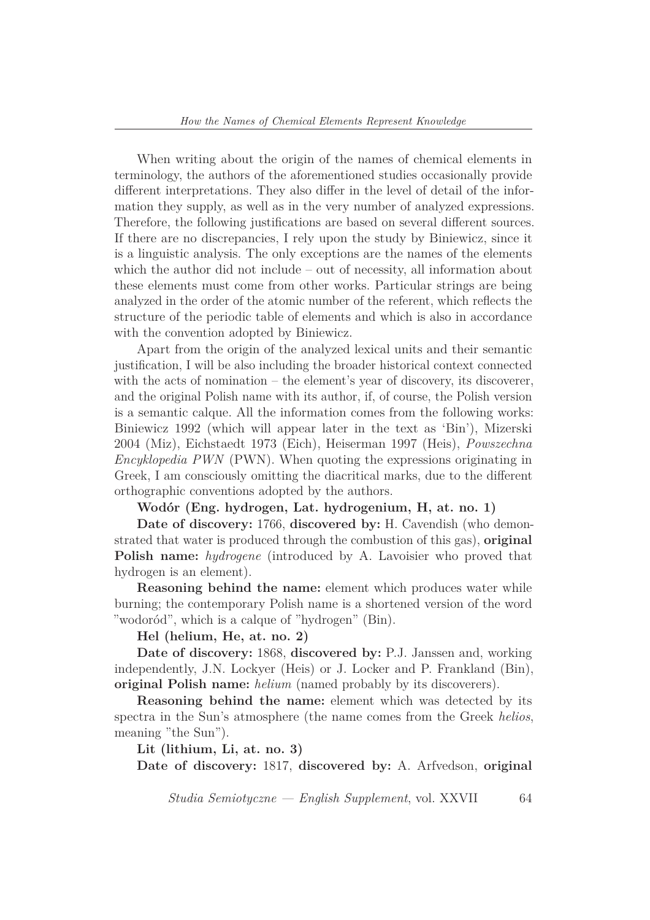When writing about the origin of the names of chemical elements in terminology, the authors of the aforementioned studies occasionally provide different interpretations. They also differ in the level of detail of the information they supply, as well as in the very number of analyzed expressions. Therefore, the following justifications are based on several different sources. If there are no discrepancies, I rely upon the study by Biniewicz, since it is a linguistic analysis. The only exceptions are the names of the elements which the author did not include – out of necessity, all information about these elements must come from other works. Particular strings are being analyzed in the order of the atomic number of the referent, which reflects the structure of the periodic table of elements and which is also in accordance with the convention adopted by Biniewicz.

Apart from the origin of the analyzed lexical units and their semantic justification, I will be also including the broader historical context connected with the acts of nomination – the element's year of discovery, its discoverer, and the original Polish name with its author, if, of course, the Polish version is a semantic calque. All the information comes from the following works: Biniewicz 1992 (which will appear later in the text as 'Bin'), Mizerski 2004 (Miz), Eichstaedt 1973 (Eich), Heiserman 1997 (Heis), *Powszechna Encyklopedia PWN* (PWN). When quoting the expressions originating in Greek, I am consciously omitting the diacritical marks, due to the different orthographic conventions adopted by the authors.

**Wodór (Eng. hydrogen, Lat. hydrogenium, H, at. no. 1)**

**Date of discovery:** 1766, **discovered by:** H. Cavendish (who demonstrated that water is produced through the combustion of this gas), **original Polish name:** *hydrogene* (introduced by A. Lavoisier who proved that hydrogen is an element).

**Reasoning behind the name:** element which produces water while burning; the contemporary Polish name is a shortened version of the word "wodoród", which is a calque of "hydrogen" (Bin).

**Hel (helium, He, at. no. 2)**

**Date of discovery:** 1868, **discovered by:** P.J. Janssen and, working independently, J.N. Lockyer (Heis) or J. Locker and P. Frankland (Bin), **original Polish name:** *helium* (named probably by its discoverers).

**Reasoning behind the name:** element which was detected by its spectra in the Sun's atmosphere (the name comes from the Greek *helios*, meaning "the Sun").

**Lit (lithium, Li, at. no. 3)**

**Date of discovery:** 1817, **discovered by:** A. Arfvedson, **original**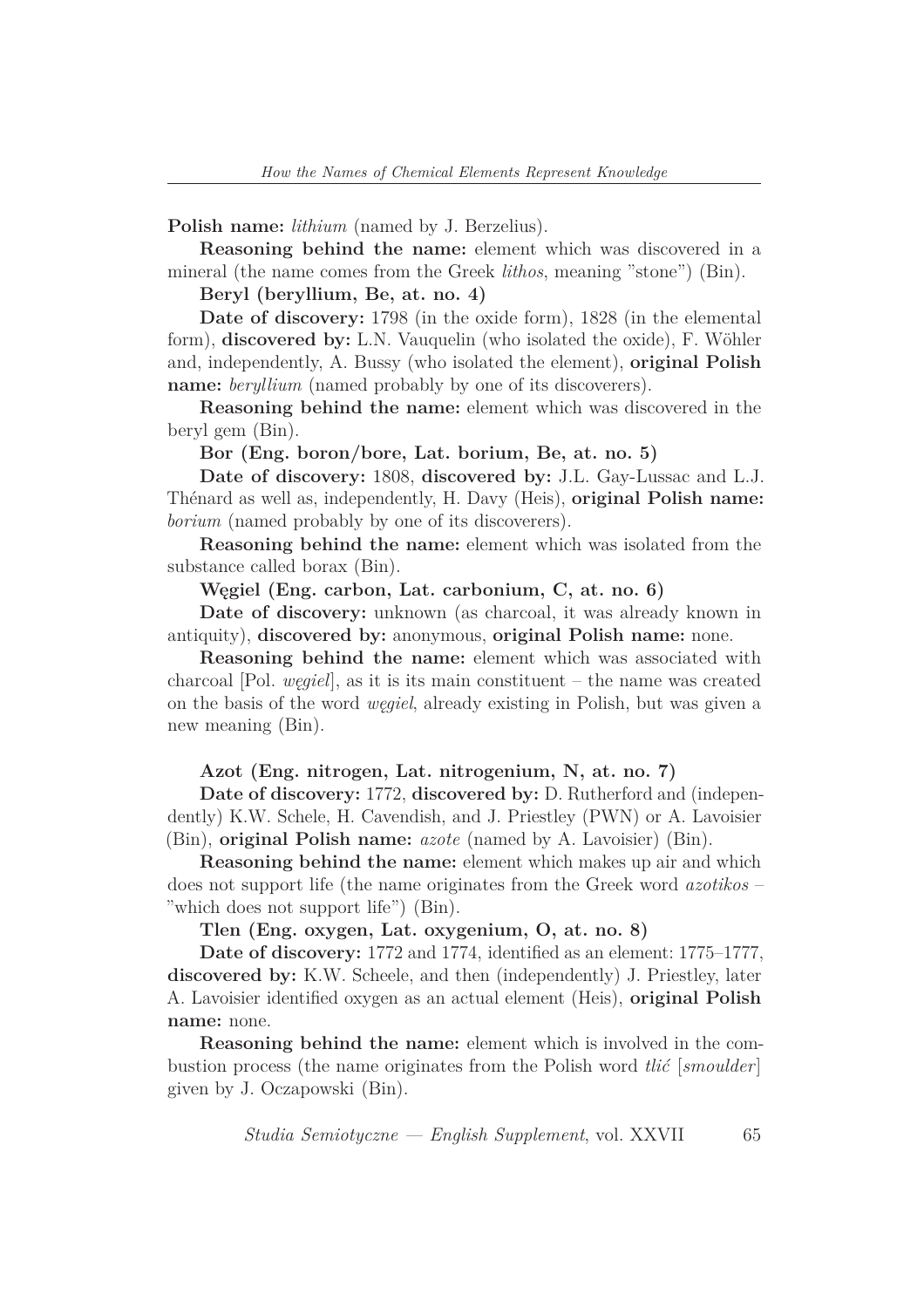**Polish name:** *lithium* (named by J. Berzelius).

**Reasoning behind the name:** element which was discovered in a mineral (the name comes from the Greek *lithos*, meaning "stone") (Bin).

**Beryl (beryllium, Be, at. no. 4)**

**Date of discovery:** 1798 (in the oxide form), 1828 (in the elemental form), **discovered by:** L.N. Vauquelin (who isolated the oxide), F. Wöhler and, independently, A. Bussy (who isolated the element), **original Polish name:** *beryllium* (named probably by one of its discoverers).

**Reasoning behind the name:** element which was discovered in the beryl gem (Bin).

**Bor (Eng. boron/bore, Lat. borium, Be, at. no. 5)**

**Date of discovery:** 1808, **discovered by:** J.L. Gay-Lussac and L.J. Thénard as well as, independently, H. Davy (Heis), **original Polish name:** *borium* (named probably by one of its discoverers).

**Reasoning behind the name:** element which was isolated from the substance called borax (Bin).

**Węgiel (Eng. carbon, Lat. carbonium, C, at. no. 6)**

**Date of discovery:** unknown (as charcoal, it was already known in antiquity), **discovered by:** anonymous, **original Polish name:** none.

**Reasoning behind the name:** element which was associated with charcoal [Pol. *węgiel*], as it is its main constituent – the name was created on the basis of the word *węgiel*, already existing in Polish, but was given a new meaning (Bin).

**Azot (Eng. nitrogen, Lat. nitrogenium, N, at. no. 7)**

**Date of discovery:** 1772, **discovered by:** D. Rutherford and (independently) K.W. Schele, H. Cavendish, and J. Priestley (PWN) or A. Lavoisier (Bin), **original Polish name:** *azote* (named by A. Lavoisier) (Bin).

**Reasoning behind the name:** element which makes up air and which does not support life (the name originates from the Greek word *azotikos* – "which does not support life") (Bin).

**Tlen (Eng. oxygen, Lat. oxygenium, O, at. no. 8)**

**Date of discovery:** 1772 and 1774, identified as an element: 1775–1777, **discovered by:** K.W. Scheele, and then (independently) J. Priestley, later A. Lavoisier identified oxygen as an actual element (Heis), **original Polish name:** none.

**Reasoning behind the name:** element which is involved in the combustion process (the name originates from the Polish word *tlić* [*smoulder*] given by J. Oczapowski (Bin).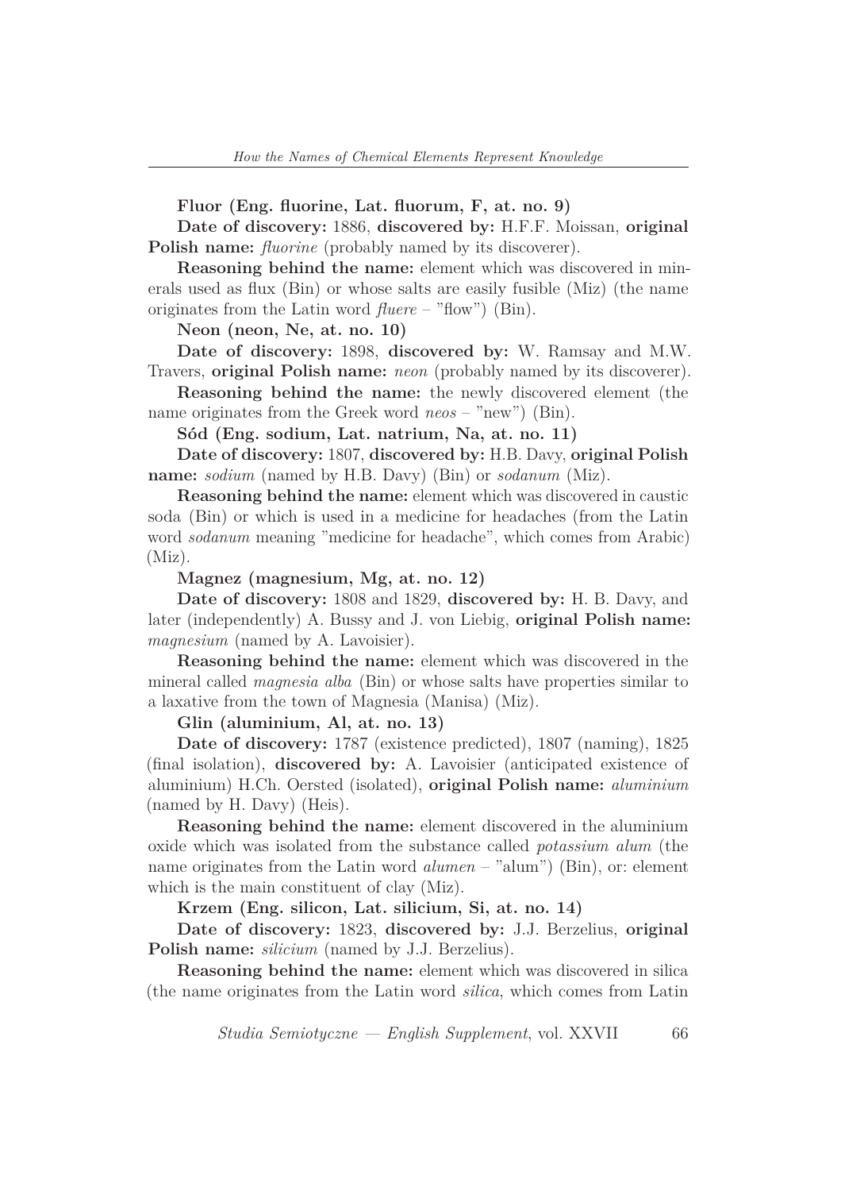**Fluor (Eng. fluorine, Lat. fluorum, F, at. no. 9)**

**Date of discovery:** 1886, **discovered by:** H.F.F. Moissan, **original Polish name:** *fluorine* (probably named by its discoverer).

**Reasoning behind the name:** element which was discovered in minerals used as flux (Bin) or whose salts are easily fusible (Miz) (the name originates from the Latin word *fluere* – "flow") (Bin).

**Neon (neon, Ne, at. no. 10)**

**Date of discovery:** 1898, **discovered by:** W. Ramsay and M.W. Travers, **original Polish name:** *neon* (probably named by its discoverer).

**Reasoning behind the name:** the newly discovered element (the name originates from the Greek word *neos* – "new") (Bin).

**Sód (Eng. sodium, Lat. natrium, Na, at. no. 11)**

**Date of discovery:** 1807, **discovered by:** H.B. Davy, **original Polish name:** *sodium* (named by H.B. Davy) (Bin) or *sodanum* (Miz).

**Reasoning behind the name:** element which was discovered in caustic soda (Bin) or which is used in a medicine for headaches (from the Latin word *sodanum* meaning "medicine for headache", which comes from Arabic) (Miz).

**Magnez (magnesium, Mg, at. no. 12)**

**Date of discovery:** 1808 and 1829, **discovered by:** H. B. Davy, and later (independently) A. Bussy and J. von Liebig, **original Polish name:** *magnesium* (named by A. Lavoisier).

**Reasoning behind the name:** element which was discovered in the mineral called *magnesia alba* (Bin) or whose salts have properties similar to a laxative from the town of Magnesia (Manisa) (Miz).

**Glin (aluminium, Al, at. no. 13)**

**Date of discovery:** 1787 (existence predicted), 1807 (naming), 1825 (final isolation), **discovered by:** A. Lavoisier (anticipated existence of aluminium) H.Ch. Oersted (isolated), **original Polish name:** *aluminium* (named by H. Davy) (Heis).

**Reasoning behind the name:** element discovered in the aluminium oxide which was isolated from the substance called *potassium alum* (the name originates from the Latin word *alumen* – "alum") (Bin), or: element which is the main constituent of clay (Miz).

**Krzem (Eng. silicon, Lat. silicium, Si, at. no. 14)**

**Date of discovery:** 1823, **discovered by:** J.J. Berzelius, **original Polish name:** *silicium* (named by J.J. Berzelius).

**Reasoning behind the name:** element which was discovered in silica (the name originates from the Latin word *silica*, which comes from Latin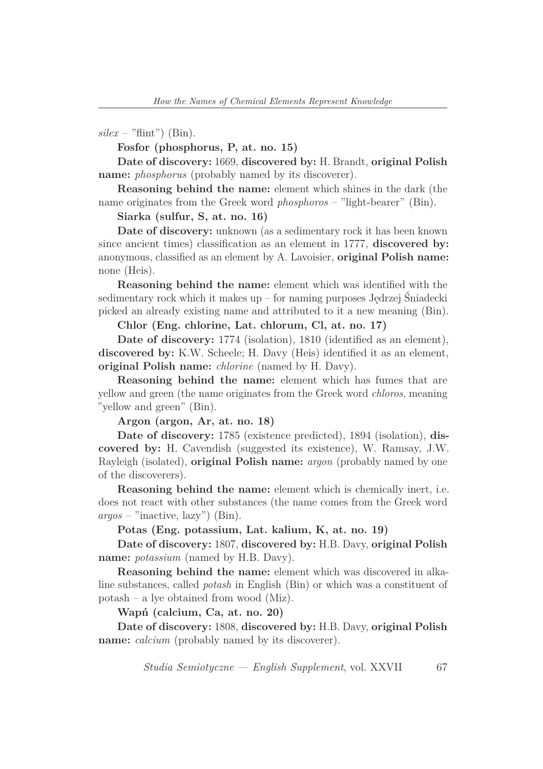*silex* – "flint") (Bin).

**Fosfor (phosphorus, P, at. no. 15)**

**Date of discovery:** 1669, **discovered by:** H. Brandt, **original Polish name:** *phosphorus* (probably named by its discoverer).

**Reasoning behind the name:** element which shines in the dark (the name originates from the Greek word *phosphoros* – "light-bearer" (Bin).

**Siarka (sulfur, S, at. no. 16)**

**Date of discovery:** unknown (as a sedimentary rock it has been known since ancient times) classification as an element in 1777, **discovered by:** anonymous, classified as an element by A. Lavoisier, **original Polish name:** none (Heis).

**Reasoning behind the name:** element which was identified with the sedimentary rock which it makes up – for naming purposes Jędrzej Śniadecki picked an already existing name and attributed to it a new meaning (Bin).

**Chlor (Eng. chlorine, Lat. chlorum, Cl, at. no. 17)**

**Date of discovery:** 1774 (isolation), 1810 (identified as an element), **discovered by:** K.W. Scheele; H. Davy (Heis) identified it as an element, **original Polish name:** *chlorine* (named by H. Davy).

**Reasoning behind the name:** element which has fumes that are yellow and green (the name originates from the Greek word *chloros*, meaning "yellow and green" (Bin).

**Argon (argon, Ar, at. no. 18)**

**Date of discovery:** 1785 (existence predicted), 1894 (isolation), **discovered by:** H. Cavendish (suggested its existence), W. Ramsay, J.W. Rayleigh (isolated), **original Polish name:** *argon* (probably named by one of the discoverers).

**Reasoning behind the name:** element which is chemically inert, i.e. does not react with other substances (the name comes from the Greek word *argos* – "inactive, lazy") (Bin).

**Potas (Eng. potassium, Lat. kalium, K, at. no. 19)**

**Date of discovery:** 1807, **discovered by:** H.B. Davy, **original Polish name:** *potassium* (named by H.B. Davy).

**Reasoning behind the name:** element which was discovered in alkaline substances, called *potash* in English (Bin) or which was a constituent of potash – a lye obtained from wood (Miz).

**Wapń (calcium, Ca, at. no. 20)**

**Date of discovery:** 1808, **discovered by:** H.B. Davy, **original Polish name:** *calcium* (probably named by its discoverer).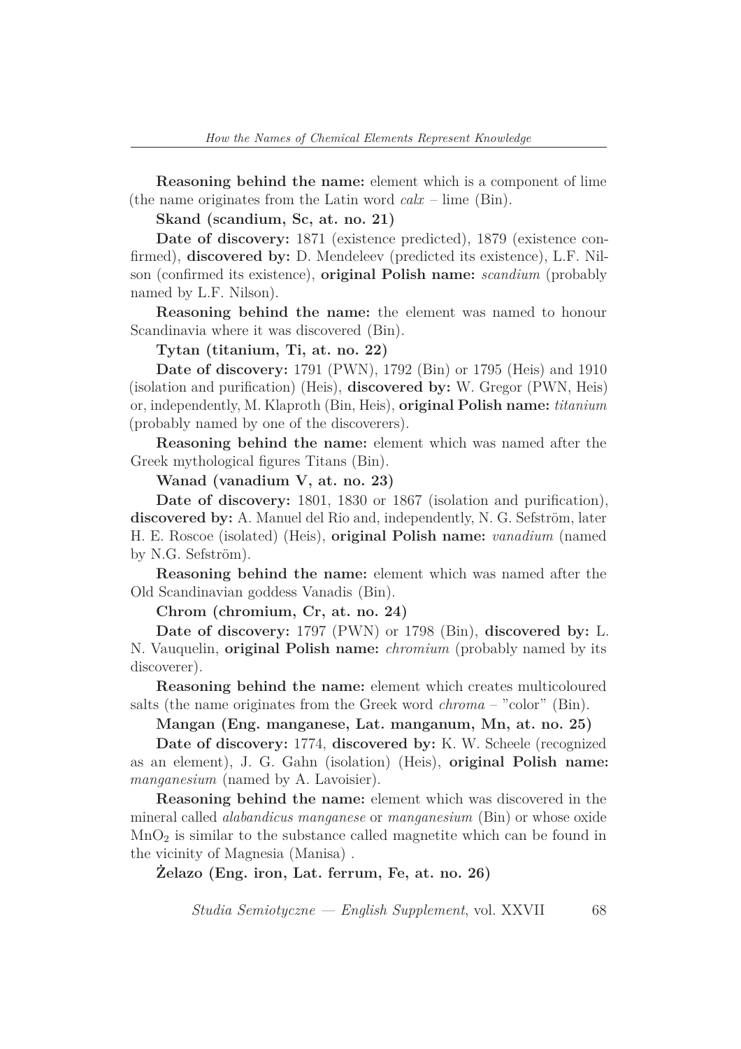**Reasoning behind the name:** element which is a component of lime (the name originates from the Latin word *calx* – lime (Bin).

**Skand (scandium, Sc, at. no. 21)**

**Date of discovery:** 1871 (existence predicted), 1879 (existence confirmed), **discovered by:** D. Mendeleev (predicted its existence), L.F. Nilson (confirmed its existence), **original Polish name:** *scandium* (probably named by L.F. Nilson).

**Reasoning behind the name:** the element was named to honour Scandinavia where it was discovered (Bin).

**Tytan (titanium, Ti, at. no. 22)**

**Date of discovery:** 1791 (PWN), 1792 (Bin) or 1795 (Heis) and 1910 (isolation and purification) (Heis), **discovered by:** W. Gregor (PWN, Heis) or, independently, M. Klaproth (Bin, Heis), **original Polish name:** *titanium* (probably named by one of the discoverers).

**Reasoning behind the name:** element which was named after the Greek mythological figures Titans (Bin).

**Wanad (vanadium V, at. no. 23)**

**Date of discovery:** 1801, 1830 or 1867 (isolation and purification), **discovered by:** A. Manuel del Rio and, independently, N. G. Sefström, later H. E. Roscoe (isolated) (Heis), **original Polish name:** *vanadium* (named by N.G. Sefström).

**Reasoning behind the name:** element which was named after the Old Scandinavian goddess Vanadis (Bin).

**Chrom (chromium, Cr, at. no. 24)**

**Date of discovery:** 1797 (PWN) or 1798 (Bin), **discovered by:** L. N. Vauquelin, **original Polish name:** *chromium* (probably named by its discoverer).

**Reasoning behind the name:** element which creates multicoloured salts (the name originates from the Greek word *chroma* – "color" (Bin).

**Mangan (Eng. manganese, Lat. manganum, Mn, at. no. 25)**

**Date of discovery:** 1774, **discovered by:** K. W. Scheele (recognized as an element), J. G. Gahn (isolation) (Heis), **original Polish name:** *manganesium* (named by A. Lavoisier).

**Reasoning behind the name:** element which was discovered in the mineral called *alabandicus manganese* or *manganesium* (Bin) or whose oxide $MnO_2$ is similar to the substance called magnetite which can be found in the vicinity of Magnesia (Manisa) .

**Żelazo (Eng. iron, Lat. ferrum, Fe, at. no. 26)**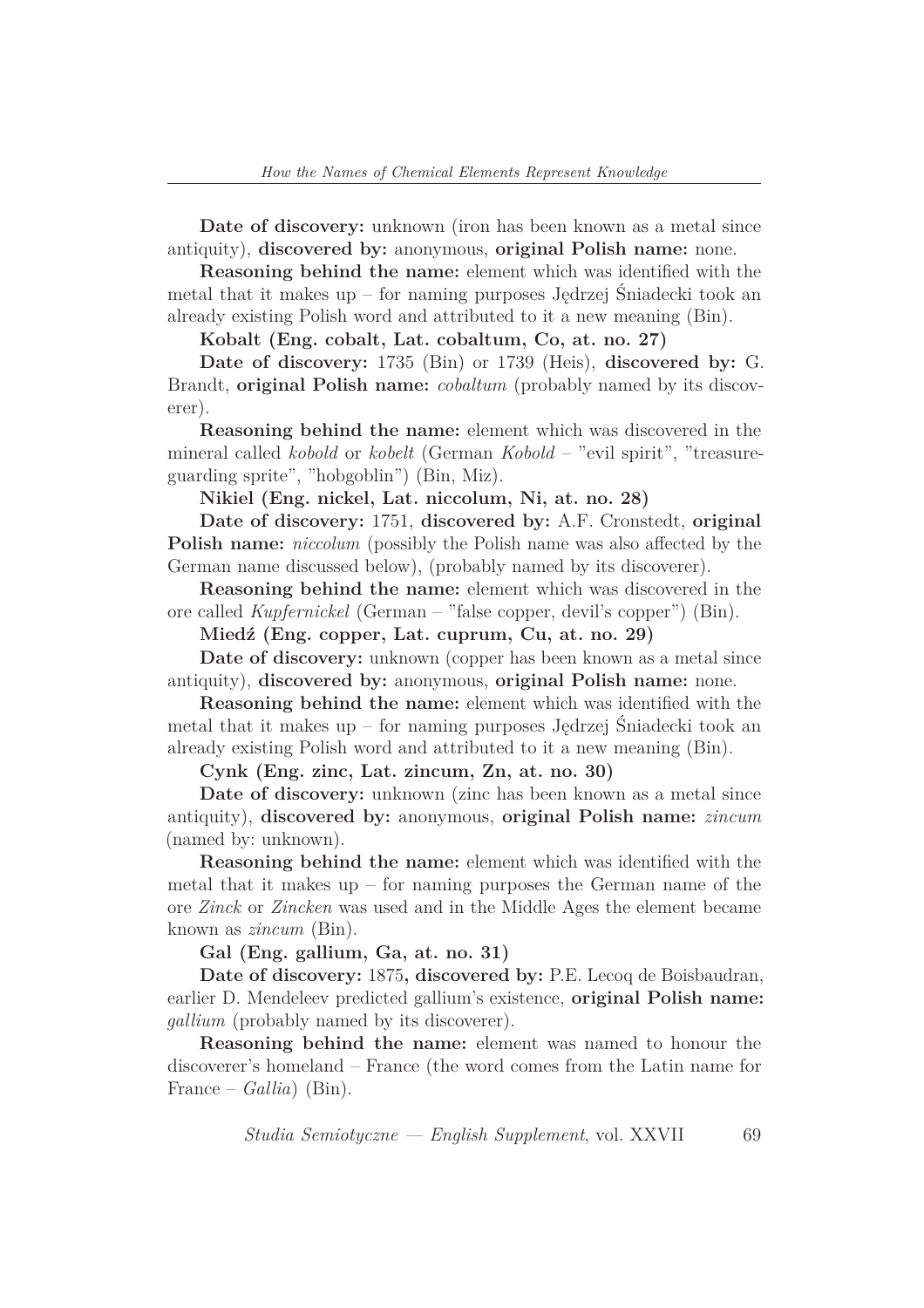**Date of discovery:** unknown (iron has been known as a metal since antiquity), **discovered by:** anonymous, **original Polish name:** none.

**Reasoning behind the name:** element which was identified with the metal that it makes up – for naming purposes Jędrzej Śniadecki took an already existing Polish word and attributed to it a new meaning (Bin).

**Kobalt (Eng. cobalt, Lat. cobaltum, Co, at. no. 27)**

**Date of discovery:** 1735 (Bin) or 1739 (Heis), **discovered by:** G. Brandt, **original Polish name:** *cobaltum* (probably named by its discoverer).

**Reasoning behind the name:** element which was discovered in the mineral called *kobold* or *kobelt* (German *Kobold* – "evil spirit", "treasure-guarding sprite", "hobgoblin") (Bin, Miz).

**Nikiel (Eng. nickel, Lat. niccolum, Ni, at. no. 28)**

**Date of discovery:** 1751, **discovered by:** A.F. Cronstedt, **original Polish name:** *niccolum* (possibly the Polish name was also affected by the German name discussed below), (probably named by its discoverer).

**Reasoning behind the name:** element which was discovered in the ore called *Kupfernickel* (German – "false copper, devil's copper") (Bin).

**Miedź (Eng. copper, Lat. cuprum, Cu, at. no. 29)**

**Date of discovery:** unknown (copper has been known as a metal since antiquity), **discovered by:** anonymous, **original Polish name:** none.

**Reasoning behind the name:** element which was identified with the metal that it makes up – for naming purposes Jędrzej Śniadecki took an already existing Polish word and attributed to it a new meaning (Bin).

**Cynk (Eng. zinc, Lat. zincum, Zn, at. no. 30)**

**Date of discovery:** unknown (zinc has been known as a metal since antiquity), **discovered by:** anonymous, **original Polish name:** *zincum* (named by: unknown).

**Reasoning behind the name:** element which was identified with the metal that it makes up – for naming purposes the German name of the ore *Zinck* or *Zincken* was used and in the Middle Ages the element became known as *zincum* (Bin).

**Gal (Eng. gallium, Ga, at. no. 31)**

**Date of discovery:** 1875**, discovered by:** P.E. Lecoq de Boisbaudran, earlier D. Mendeleev predicted gallium's existence, **original Polish name:** *gallium* (probably named by its discoverer).

**Reasoning behind the name:** element was named to honour the discoverer's homeland – France (the word comes from the Latin name for France – *Gallia*) (Bin).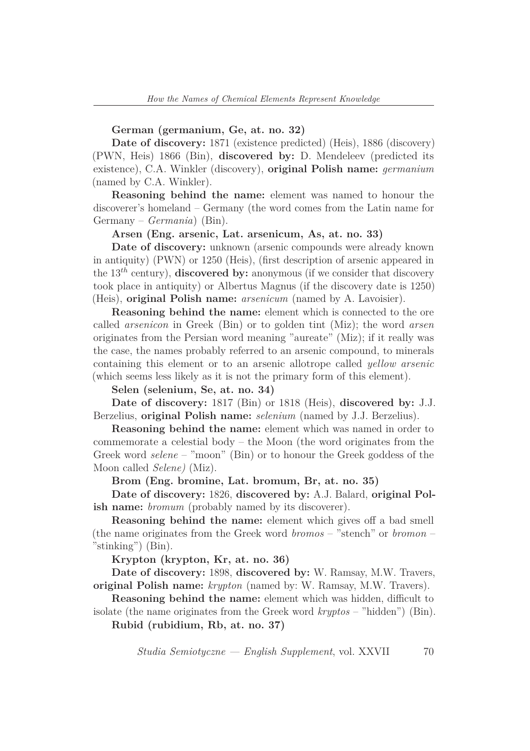**German (germanium, Ge, at. no. 32)**

**Date of discovery:** 1871 (existence predicted) (Heis), 1886 (discovery) (PWN, Heis) 1866 (Bin), **discovered by:** D. Mendeleev (predicted its existence), C.A. Winkler (discovery), **original Polish name:** *germanium* (named by C.A. Winkler).

**Reasoning behind the name:** element was named to honour the discoverer's homeland – Germany (the word comes from the Latin name for Germany – *Germania*) (Bin).

**Arsen (Eng. arsenic, Lat. arsenicum, As, at. no. 33)**

**Date of discovery:** unknown (arsenic compounds were already known in antiquity) (PWN) or 1250 (Heis), (first description of arsenic appeared in the $13^{th}$ century), **discovered by:** anonymous (if we consider that discovery took place in antiquity) or Albertus Magnus (if the discovery date is 1250) (Heis), **original Polish name:** *arsenicum* (named by A. Lavoisier).

**Reasoning behind the name:** element which is connected to the ore called *arsenicon* in Greek (Bin) or to golden tint (Miz); the word *arsen* originates from the Persian word meaning "aureate" (Miz); if it really was the case, the names probably referred to an arsenic compound, to minerals containing this element or to an arsenic allotrope called *yellow arsenic* (which seems less likely as it is not the primary form of this element).

**Selen (selenium, Se, at. no. 34)**

**Date of discovery:** 1817 (Bin) or 1818 (Heis), **discovered by:** J.J. Berzelius, **original Polish name:** *selenium* (named by J.J. Berzelius).

**Reasoning behind the name:** element which was named in order to commemorate a celestial body – the Moon (the word originates from the Greek word *selene* – "moon" (Bin) or to honour the Greek goddess of the Moon called *Selene)* (Miz).

**Brom (Eng. bromine, Lat. bromum, Br, at. no. 35)**

**Date of discovery:** 1826, **discovered by:** A.J. Balard, **original Polish name:** *bromum* (probably named by its discoverer).

**Reasoning behind the name:** element which gives off a bad smell (the name originates from the Greek word *bromos* – "stench" or *bromon* – "stinking") (Bin).

**Krypton (krypton, Kr, at. no. 36)**

**Date of discovery:** 1898, **discovered by:** W. Ramsay, M.W. Travers, **original Polish name:** *krypton* (named by: W. Ramsay, M.W. Travers).

**Reasoning behind the name:** element which was hidden, difficult to isolate (the name originates from the Greek word *kryptos* – "hidden") (Bin).

**Rubid (rubidium, Rb, at. no. 37)**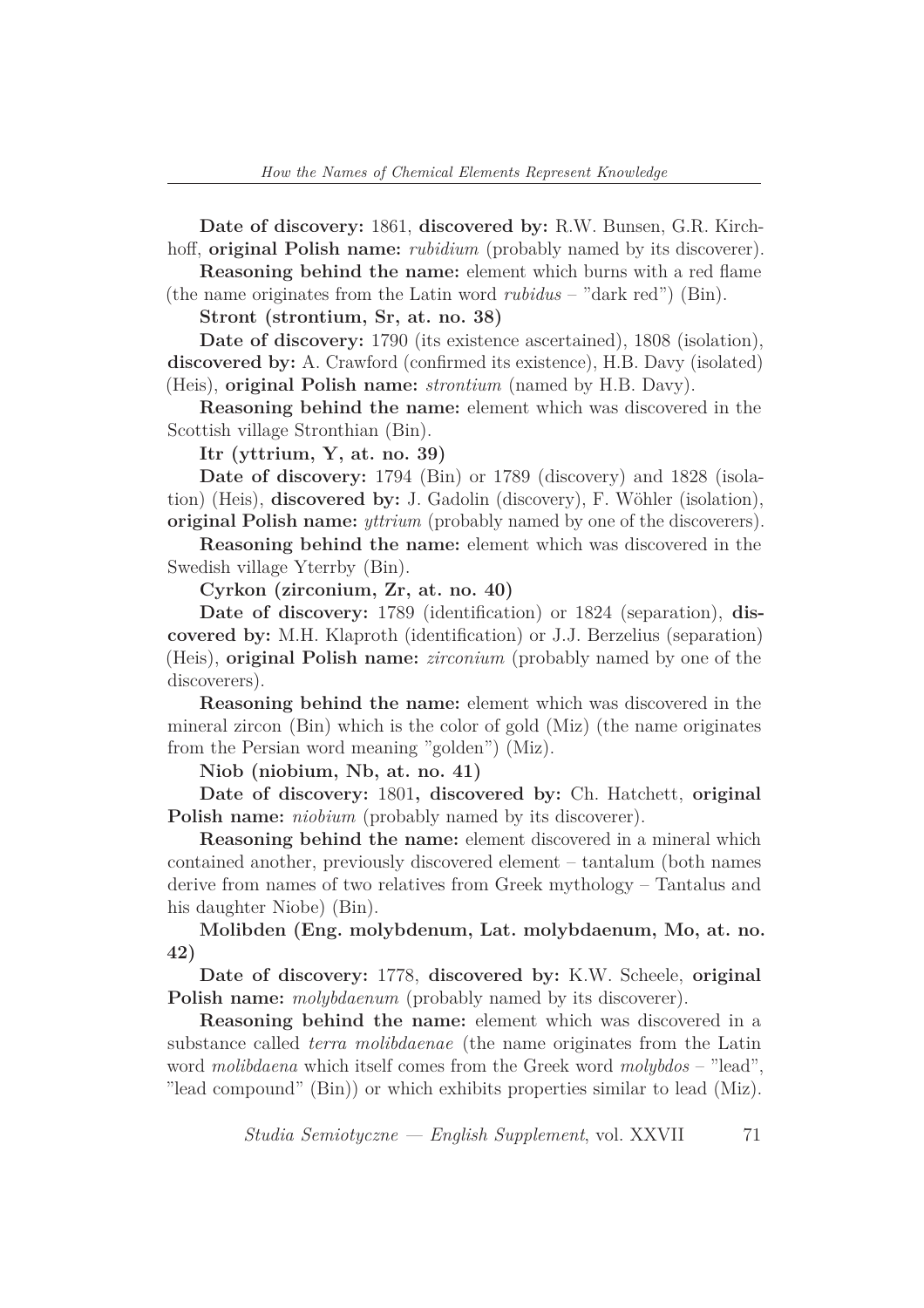**Date of discovery:** 1861, **discovered by:** R.W. Bunsen, G.R. Kirchhoff, **original Polish name:** *rubidium* (probably named by its discoverer).

**Reasoning behind the name:** element which burns with a red flame (the name originates from the Latin word *rubidus* – "dark red") (Bin).

**Stront (strontium, Sr, at. no. 38)**

**Date of discovery:** 1790 (its existence ascertained), 1808 (isolation), **discovered by:** A. Crawford (confirmed its existence), H.B. Davy (isolated) (Heis), **original Polish name:** *strontium* (named by H.B. Davy).

**Reasoning behind the name:** element which was discovered in the Scottish village Stronthian (Bin).

**Itr (yttrium, Y, at. no. 39)**

**Date of discovery:** 1794 (Bin) or 1789 (discovery) and 1828 (isolation) (Heis), **discovered by:** J. Gadolin (discovery), F. Wöhler (isolation), **original Polish name:** *yttrium* (probably named by one of the discoverers).

**Reasoning behind the name:** element which was discovered in the Swedish village Yterrby (Bin).

**Cyrkon (zirconium, Zr, at. no. 40)**

**Date of discovery:** 1789 (identification) or 1824 (separation), **discovered by:** M.H. Klaproth (identification) or J.J. Berzelius (separation) (Heis), **original Polish name:** *zirconium* (probably named by one of the discoverers).

**Reasoning behind the name:** element which was discovered in the mineral zircon (Bin) which is the color of gold (Miz) (the name originates from the Persian word meaning "golden") (Miz).

**Niob (niobium, Nb, at. no. 41)**

**Date of discovery:** 1801, **discovered by:** Ch. Hatchett, **original Polish name:** *niobium* (probably named by its discoverer).

**Reasoning behind the name:** element discovered in a mineral which contained another, previously discovered element – tantalum (both names derive from names of two relatives from Greek mythology – Tantalus and his daughter Niobe) (Bin).

**Molibden (Eng. molybdenum, Lat. molybdaenum, Mo, at. no. 42)**

**Date of discovery:** 1778, **discovered by:** K.W. Scheele, **original Polish name:** *molybdaenum* (probably named by its discoverer).

**Reasoning behind the name:** element which was discovered in a substance called *terra molibdaenae* (the name originates from the Latin word *molibdaena* which itself comes from the Greek word *molybdos* – "lead", "lead compound" (Bin)) or which exhibits properties similar to lead (Miz).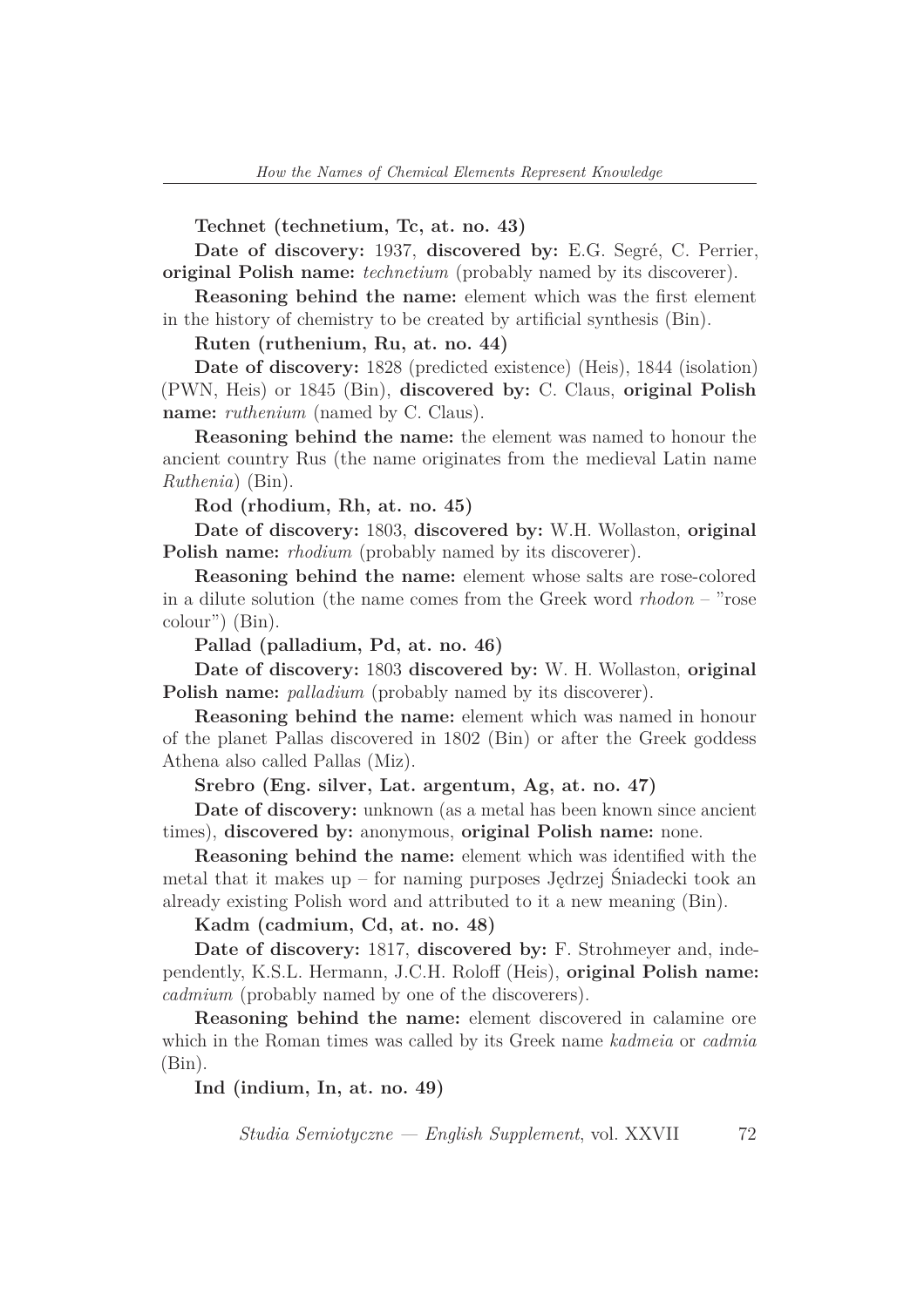**Technet (technetium, Tc, at. no. 43)**

**Date of discovery:** 1937, **discovered by:** E.G. Segré, C. Perrier, **original Polish name:** *technetium* (probably named by its discoverer).

**Reasoning behind the name:** element which was the first element in the history of chemistry to be created by artificial synthesis (Bin).

**Ruten (ruthenium, Ru, at. no. 44)**

**Date of discovery:** 1828 (predicted existence) (Heis), 1844 (isolation) (PWN, Heis) or 1845 (Bin), **discovered by:** C. Claus, **original Polish name:** *ruthenium* (named by C. Claus).

**Reasoning behind the name:** the element was named to honour the ancient country Rus (the name originates from the medieval Latin name *Ruthenia*) (Bin).

**Rod (rhodium, Rh, at. no. 45)**

**Date of discovery:** 1803, **discovered by:** W.H. Wollaston, **original Polish name:** *rhodium* (probably named by its discoverer).

**Reasoning behind the name:** element whose salts are rose-colored in a dilute solution (the name comes from the Greek word *rhodon* – "rose colour") (Bin).

**Pallad (palladium, Pd, at. no. 46)**

**Date of discovery:** 1803 **discovered by:** W. H. Wollaston, **original Polish name:** *palladium* (probably named by its discoverer).

**Reasoning behind the name:** element which was named in honour of the planet Pallas discovered in 1802 (Bin) or after the Greek goddess Athena also called Pallas (Miz).

**Srebro (Eng. silver, Lat. argentum, Ag, at. no. 47)**

**Date of discovery:** unknown (as a metal has been known since ancient times), **discovered by:** anonymous, **original Polish name:** none.

**Reasoning behind the name:** element which was identified with the metal that it makes up – for naming purposes Jędrzej Śniadecki took an already existing Polish word and attributed to it a new meaning (Bin).

**Kadm (cadmium, Cd, at. no. 48)**

**Date of discovery:** 1817, **discovered by:** F. Strohmeyer and, independently, K.S.L. Hermann, J.C.H. Roloff (Heis), **original Polish name:** *cadmium* (probably named by one of the discoverers).

**Reasoning behind the name:** element discovered in calamine ore which in the Roman times was called by its Greek name *kadmeia* or *cadmia* (Bin).

**Ind (indium, In, at. no. 49)**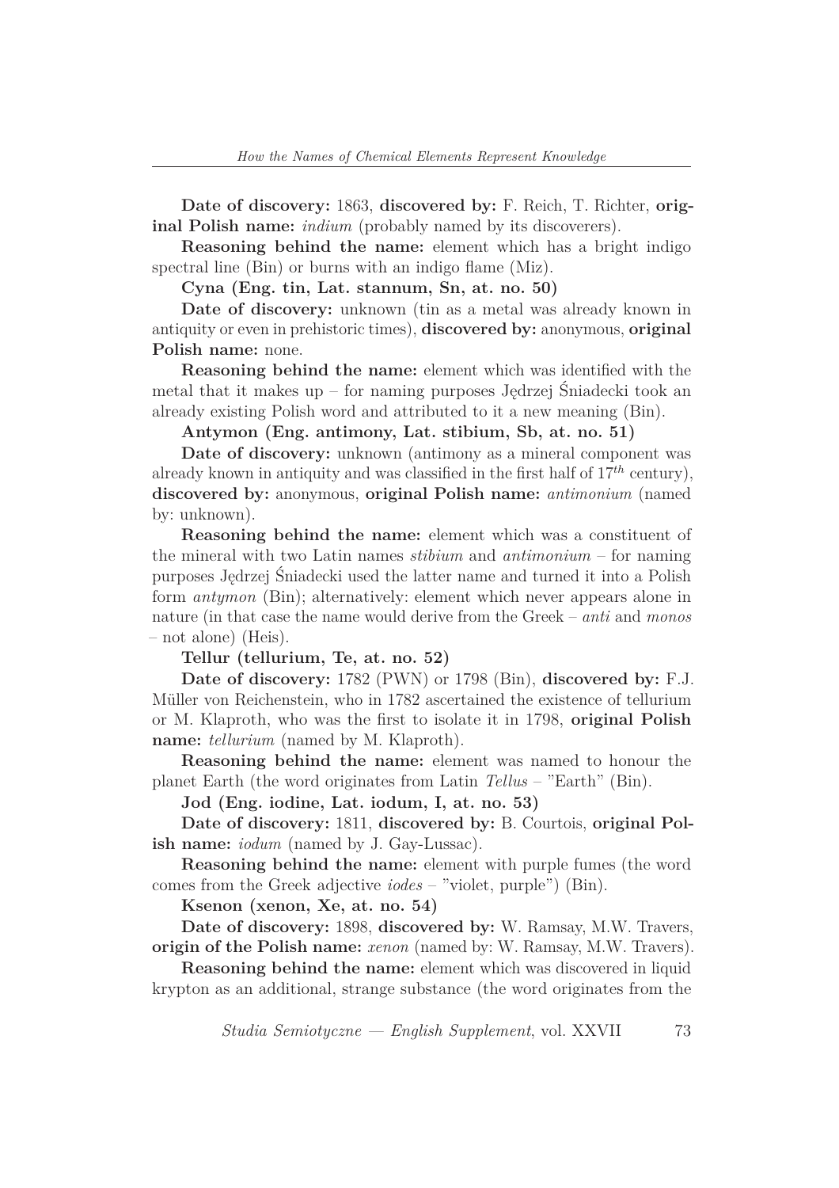**Date of discovery:** 1863, **discovered by:** F. Reich, T. Richter, **original Polish name:** *indium* (probably named by its discoverers).

**Reasoning behind the name:** element which has a bright indigo spectral line (Bin) or burns with an indigo flame (Miz).

**Cyna (Eng. tin, Lat. stannum, Sn, at. no. 50)**

**Date of discovery:** unknown (tin as a metal was already known in antiquity or even in prehistoric times), **discovered by:** anonymous, **original Polish name:** none.

**Reasoning behind the name:** element which was identified with the metal that it makes up – for naming purposes Jędrzej Śniadecki took an already existing Polish word and attributed to it a new meaning (Bin).

**Antymon (Eng. antimony, Lat. stibium, Sb, at. no. 51)**

**Date of discovery:** unknown (antimony as a mineral component was already known in antiquity and was classified in the first half of $17^{th}$ century), **discovered by:** anonymous, **original Polish name:** *antimonium* (named by: unknown).

**Reasoning behind the name:** element which was a constituent of the mineral with two Latin names *stibium* and *antimonium* – for naming purposes Jędrzej Śniadecki used the latter name and turned it into a Polish form *antymon* (Bin); alternatively: element which never appears alone in nature (in that case the name would derive from the Greek – *anti* and *monos* – not alone) (Heis).

**Tellur (tellurium, Te, at. no. 52)**

**Date of discovery:** 1782 (PWN) or 1798 (Bin), **discovered by:** F.J. Müller von Reichenstein, who in 1782 ascertained the existence of tellurium or M. Klaproth, who was the first to isolate it in 1798, **original Polish name:** *tellurium* (named by M. Klaproth).

**Reasoning behind the name:** element was named to honour the planet Earth (the word originates from Latin *Tellus* – "Earth" (Bin).

**Jod (Eng. iodine, Lat. iodum, I, at. no. 53)**

**Date of discovery:** 1811, **discovered by:** B. Courtois, **original Polish name:** *iodum* (named by J. Gay-Lussac).

**Reasoning behind the name:** element with purple fumes (the word comes from the Greek adjective *iodes* – "violet, purple") (Bin).

**Ksenon (xenon, Xe, at. no. 54)**

**Date of discovery:** 1898, **discovered by:** W. Ramsay, M.W. Travers, **origin of the Polish name:** *xenon* (named by: W. Ramsay, M.W. Travers).

**Reasoning behind the name:** element which was discovered in liquid krypton as an additional, strange substance (the word originates from the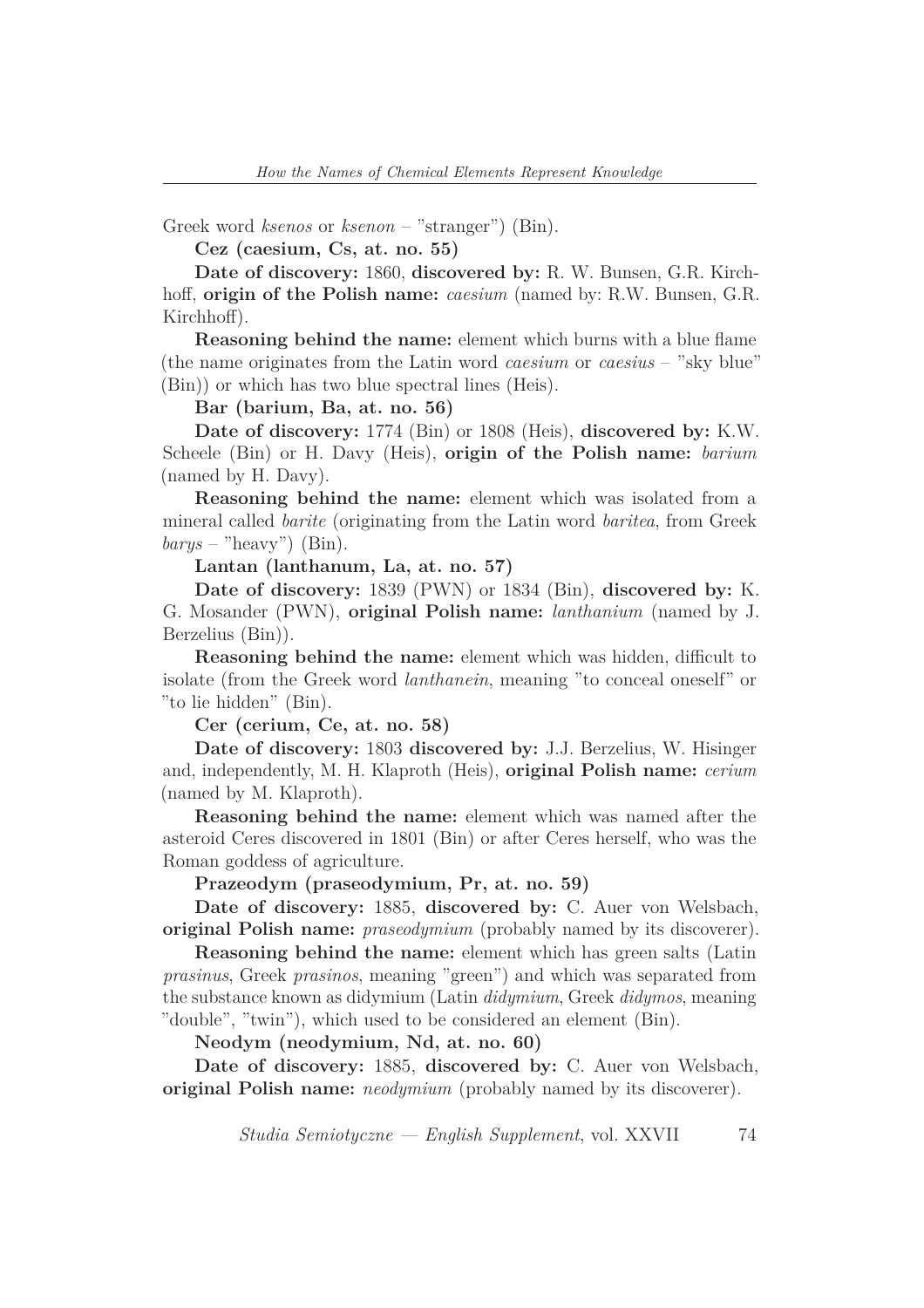Greek word *ksenos* or *ksenon* – "stranger") (Bin).

**Cez (caesium, Cs, at. no. 55)**

**Date of discovery:** 1860, **discovered by:** R. W. Bunsen, G.R. Kirchhoff, **origin of the Polish name:** *caesium* (named by: R.W. Bunsen, G.R. Kirchhoff).

**Reasoning behind the name:** element which burns with a blue flame (the name originates from the Latin word *caesium* or *caesius* – "sky blue" (Bin)) or which has two blue spectral lines (Heis).

**Bar (barium, Ba, at. no. 56)**

**Date of discovery:** 1774 (Bin) or 1808 (Heis), **discovered by:** K.W. Scheele (Bin) or H. Davy (Heis), **origin of the Polish name:** *barium* (named by H. Davy).

**Reasoning behind the name:** element which was isolated from a mineral called *barite* (originating from the Latin word *baritea*, from Greek *barys* – "heavy") (Bin).

**Lantan (lanthanum, La, at. no. 57)**

**Date of discovery:** 1839 (PWN) or 1834 (Bin), **discovered by:** K. G. Mosander (PWN), **original Polish name:** *lanthanium* (named by J. Berzelius (Bin)).

**Reasoning behind the name:** element which was hidden, difficult to isolate (from the Greek word *lanthanein*, meaning "to conceal oneself" or "to lie hidden" (Bin).

**Cer (cerium, Ce, at. no. 58)**

**Date of discovery:** 1803 **discovered by:** J.J. Berzelius, W. Hisinger and, independently, M. H. Klaproth (Heis), **original Polish name:** *cerium* (named by M. Klaproth).

**Reasoning behind the name:** element which was named after the asteroid Ceres discovered in 1801 (Bin) or after Ceres herself, who was the Roman goddess of agriculture.

**Prazeodym (praseodymium, Pr, at. no. 59)**

**Date of discovery:** 1885, **discovered by:** C. Auer von Welsbach, **original Polish name:** *praseodymium* (probably named by its discoverer).

**Reasoning behind the name:** element which has green salts (Latin *prasinus*, Greek *prasinos*, meaning "green") and which was separated from the substance known as didymium (Latin *didymium*, Greek *didymos*, meaning "double", "twin"), which used to be considered an element (Bin).

**Neodym (neodymium, Nd, at. no. 60)**

**Date of discovery:** 1885, **discovered by:** C. Auer von Welsbach, **original Polish name:** *neodymium* (probably named by its discoverer).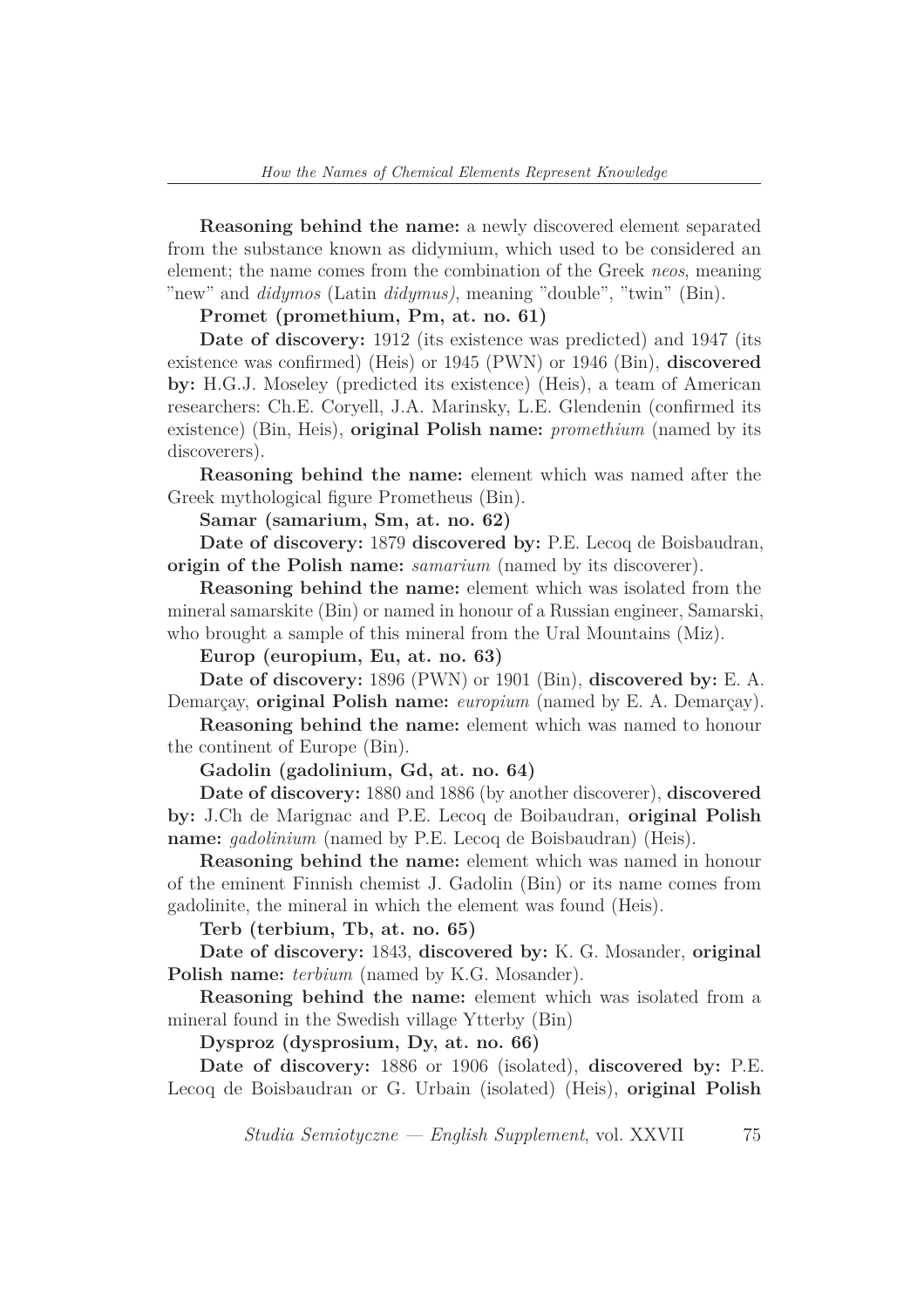**Reasoning behind the name:** a newly discovered element separated from the substance known as didymium, which used to be considered an element; the name comes from the combination of the Greek *neos*, meaning "new" and *didymos* (Latin *didymus)*, meaning "double", "twin" (Bin).

**Promet (promethium, Pm, at. no. 61)**

**Date of discovery:** 1912 (its existence was predicted) and 1947 (its existence was confirmed) (Heis) or 1945 (PWN) or 1946 (Bin), **discovered by:** H.G.J. Moseley (predicted its existence) (Heis), a team of American researchers: Ch.E. Coryell, J.A. Marinsky, L.E. Glendenin (confirmed its existence) (Bin, Heis), **original Polish name:** *promethium* (named by its discoverers).

**Reasoning behind the name:** element which was named after the Greek mythological figure Prometheus (Bin).

**Samar (samarium, Sm, at. no. 62)**

**Date of discovery:** 1879 **discovered by:** P.E. Lecoq de Boisbaudran, **origin of the Polish name:** *samarium* (named by its discoverer).

**Reasoning behind the name:** element which was isolated from the mineral samarskite (Bin) or named in honour of a Russian engineer, Samarski, who brought a sample of this mineral from the Ural Mountains (Miz).

**Europ (europium, Eu, at. no. 63)**

**Date of discovery:** 1896 (PWN) or 1901 (Bin), **discovered by:** E. A. Demarçay, **original Polish name:** *europium* (named by E. A. Demarçay).

**Reasoning behind the name:** element which was named to honour the continent of Europe (Bin).

**Gadolin (gadolinium, Gd, at. no. 64)**

**Date of discovery:** 1880 and 1886 (by another discoverer), **discovered by:** J.Ch de Marignac and P.E. Lecoq de Boibaudran, **original Polish name:** *gadolinium* (named by P.E. Lecoq de Boisbaudran) (Heis).

**Reasoning behind the name:** element which was named in honour of the eminent Finnish chemist J. Gadolin (Bin) or its name comes from gadolinite, the mineral in which the element was found (Heis).

**Terb (terbium, Tb, at. no. 65)**

**Date of discovery:** 1843, **discovered by:** K. G. Mosander, **original Polish name:** *terbium* (named by K.G. Mosander).

**Reasoning behind the name:** element which was isolated from a mineral found in the Swedish village Ytterby (Bin)

**Dysproz (dysprosium, Dy, at. no. 66)**

**Date of discovery:** 1886 or 1906 (isolated), **discovered by:** P.E. Lecoq de Boisbaudran or G. Urbain (isolated) (Heis), **original Polish**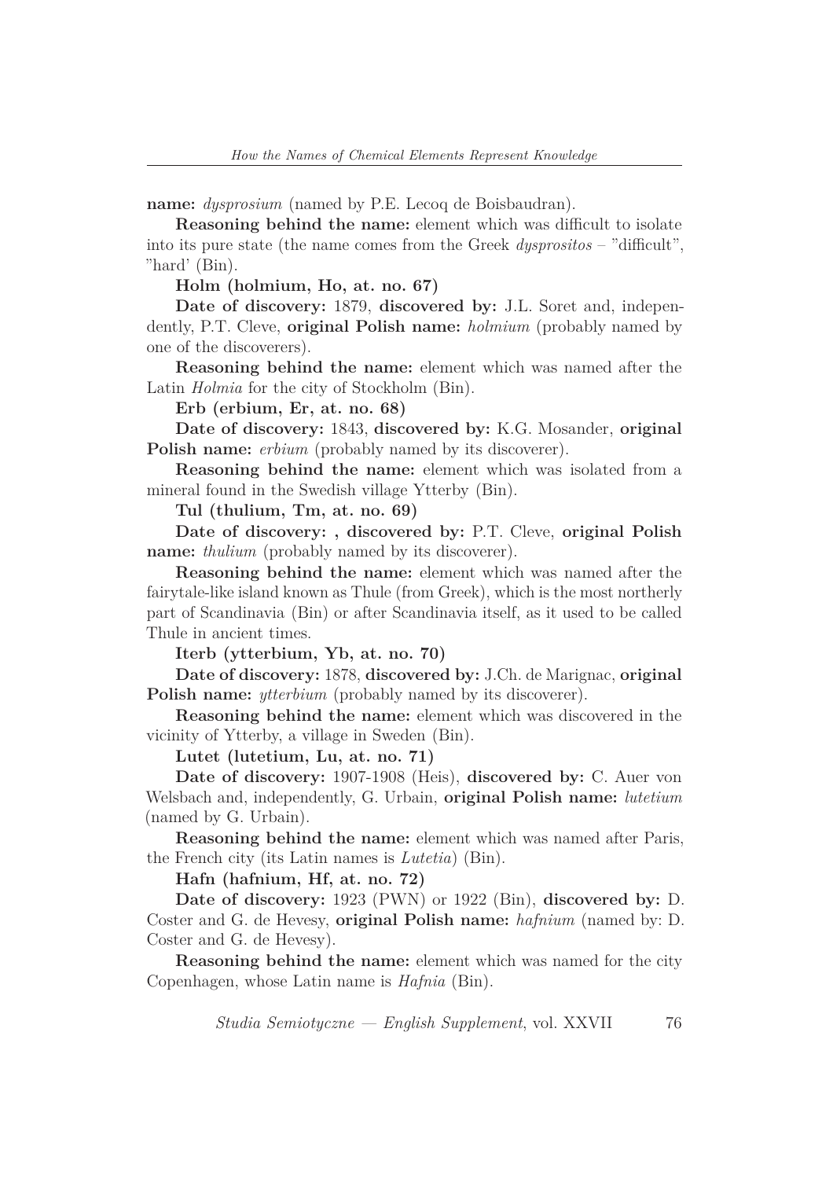**name:** *dysprosium* (named by P.E. Lecoq de Boisbaudran).

**Reasoning behind the name:** element which was difficult to isolate into its pure state (the name comes from the Greek *dysprositos* – "difficult", "hard' (Bin).

**Holm (holmium, Ho, at. no. 67)**

**Date of discovery:** 1879, **discovered by:** J.L. Soret and, independently, P.T. Cleve, **original Polish name:** *holmium* (probably named by one of the discoverers).

**Reasoning behind the name:** element which was named after the Latin *Holmia* for the city of Stockholm (Bin).

**Erb (erbium, Er, at. no. 68)**

**Date of discovery:** 1843, **discovered by:** K.G. Mosander, **original Polish name:** *erbium* (probably named by its discoverer).

**Reasoning behind the name:** element which was isolated from a mineral found in the Swedish village Ytterby (Bin).

**Tul (thulium, Tm, at. no. 69)**

**Date of discovery: , discovered by:** P.T. Cleve, **original Polish name:** *thulium* (probably named by its discoverer).

**Reasoning behind the name:** element which was named after the fairytale-like island known as Thule (from Greek), which is the most northerly part of Scandinavia (Bin) or after Scandinavia itself, as it used to be called Thule in ancient times.

**Iterb (ytterbium, Yb, at. no. 70)**

**Date of discovery:** 1878, **discovered by:** J.Ch. de Marignac, **original Polish name:** *ytterbium* (probably named by its discoverer).

**Reasoning behind the name:** element which was discovered in the vicinity of Ytterby, a village in Sweden (Bin).

**Lutet (lutetium, Lu, at. no. 71)**

**Date of discovery:** 1907-1908 (Heis), **discovered by:** C. Auer von Welsbach and, independently, G. Urbain, **original Polish name:** *lutetium* (named by G. Urbain).

**Reasoning behind the name:** element which was named after Paris, the French city (its Latin names is *Lutetia*) (Bin).

**Hafn (hafnium, Hf, at. no. 72)**

**Date of discovery:** 1923 (PWN) or 1922 (Bin), **discovered by:** D. Coster and G. de Hevesy, **original Polish name:** *hafnium* (named by: D. Coster and G. de Hevesy).

**Reasoning behind the name:** element which was named for the city Copenhagen, whose Latin name is *Hafnia* (Bin).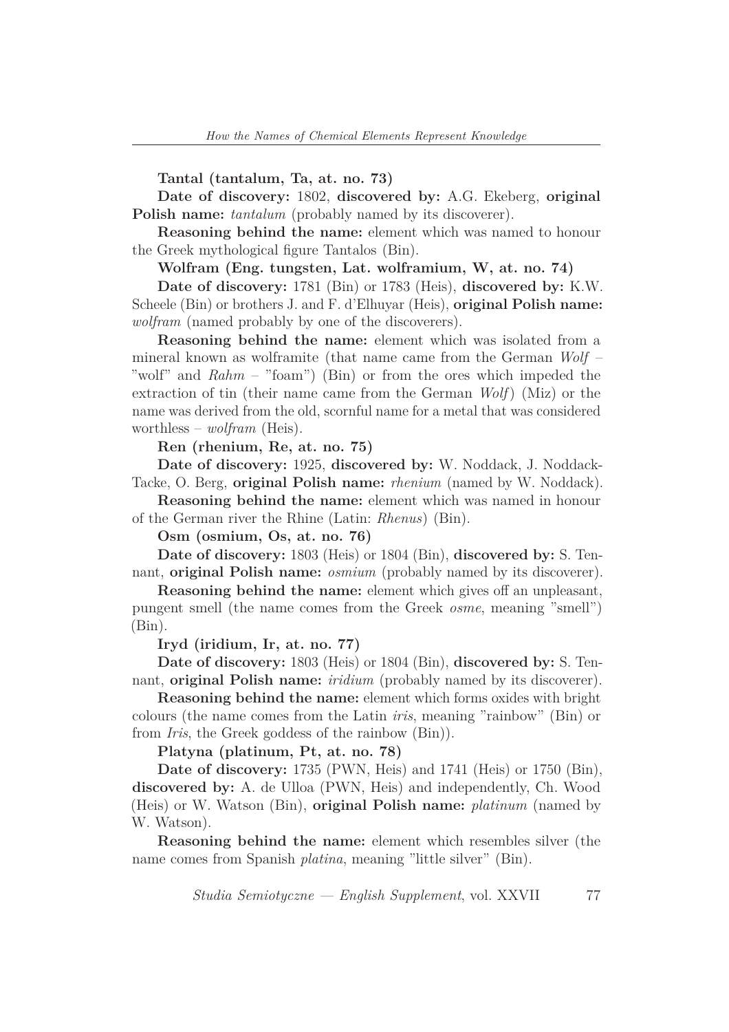**Tantal (tantalum, Ta, at. no. 73)**

**Date of discovery:** 1802, **discovered by:** A.G. Ekeberg, **original Polish name:** *tantalum* (probably named by its discoverer).

**Reasoning behind the name:** element which was named to honour the Greek mythological figure Tantalos (Bin).

**Wolfram (Eng. tungsten, Lat. wolframium, W, at. no. 74)**

**Date of discovery:** 1781 (Bin) or 1783 (Heis), **discovered by:** K.W. Scheele (Bin) or brothers J. and F. d'Elhuyar (Heis), **original Polish name:** *wolfram* (named probably by one of the discoverers).

**Reasoning behind the name:** element which was isolated from a mineral known as wolframite (that name came from the German *Wolf* – "wolf" and *Rahm* – "foam") (Bin) or from the ores which impeded the extraction of tin (their name came from the German *Wolf*) (Miz) or the name was derived from the old, scornful name for a metal that was considered worthless – *wolfram* (Heis).

**Ren (rhenium, Re, at. no. 75)**

**Date of discovery:** 1925, **discovered by:** W. Noddack, J. Noddack-Tacke, O. Berg, **original Polish name:** *rhenium* (named by W. Noddack).

**Reasoning behind the name:** element which was named in honour of the German river the Rhine (Latin: *Rhenus*) (Bin).

**Osm (osmium, Os, at. no. 76)**

**Date of discovery:** 1803 (Heis) or 1804 (Bin), **discovered by:** S. Tennant, **original Polish name:** *osmium* (probably named by its discoverer).

**Reasoning behind the name:** element which gives off an unpleasant, pungent smell (the name comes from the Greek *osme*, meaning "smell") (Bin).

**Iryd (iridium, Ir, at. no. 77)**

**Date of discovery:** 1803 (Heis) or 1804 (Bin), **discovered by:** S. Tennant, **original Polish name:** *iridium* (probably named by its discoverer).

**Reasoning behind the name:** element which forms oxides with bright colours (the name comes from the Latin *iris*, meaning "rainbow" (Bin) or from *Iris*, the Greek goddess of the rainbow (Bin)).

**Platyna (platinum, Pt, at. no. 78)**

**Date of discovery:** 1735 (PWN, Heis) and 1741 (Heis) or 1750 (Bin), **discovered by:** A. de Ulloa (PWN, Heis) and independently, Ch. Wood (Heis) or W. Watson (Bin), **original Polish name:** *platinum* (named by W. Watson).

**Reasoning behind the name:** element which resembles silver (the name comes from Spanish *platina*, meaning "little silver" (Bin).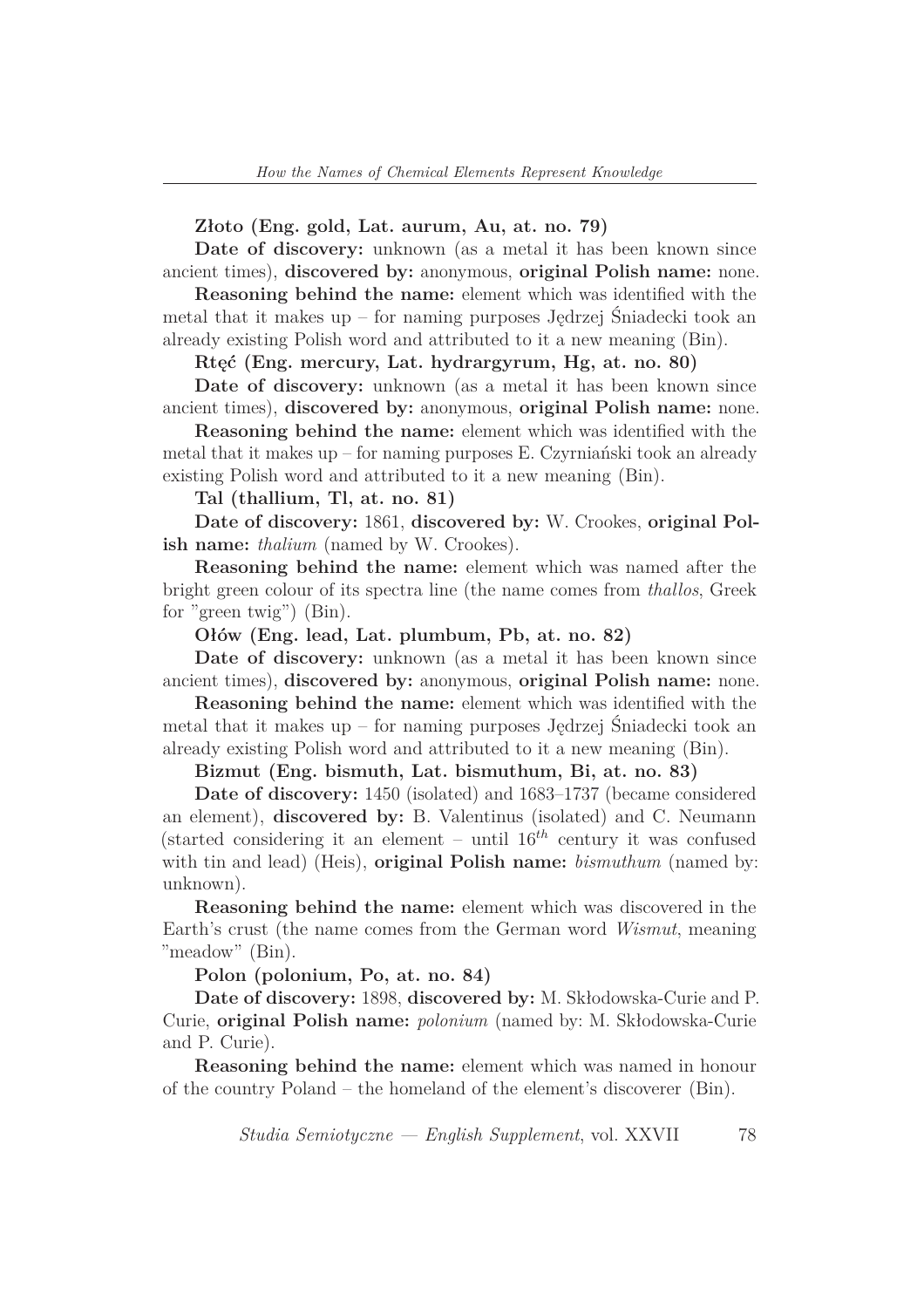**Złoto (Eng. gold, Lat. aurum, Au, at. no. 79)**

**Date of discovery:** unknown (as a metal it has been known since ancient times), **discovered by:** anonymous, **original Polish name:** none.

**Reasoning behind the name:** element which was identified with the metal that it makes up – for naming purposes Jędrzej Śniadecki took an already existing Polish word and attributed to it a new meaning (Bin).

**Rtęć (Eng. mercury, Lat. hydrargyrum, Hg, at. no. 80)**

**Date of discovery:** unknown (as a metal it has been known since ancient times), **discovered by:** anonymous, **original Polish name:** none.

**Reasoning behind the name:** element which was identified with the metal that it makes up – for naming purposes E. Czyrniański took an already existing Polish word and attributed to it a new meaning (Bin).

**Tal (thallium, Tl, at. no. 81)**

**Date of discovery:** 1861, **discovered by:** W. Crookes, **original Polish name:** *thalium* (named by W. Crookes).

**Reasoning behind the name:** element which was named after the bright green colour of its spectra line (the name comes from *thallos*, Greek for "green twig") (Bin).

**Ołów (Eng. lead, Lat. plumbum, Pb, at. no. 82)**

**Date of discovery:** unknown (as a metal it has been known since ancient times), **discovered by:** anonymous, **original Polish name:** none.

**Reasoning behind the name:** element which was identified with the metal that it makes up – for naming purposes Jędrzej Śniadecki took an already existing Polish word and attributed to it a new meaning (Bin).

**Bizmut (Eng. bismuth, Lat. bismuthum, Bi, at. no. 83)**

**Date of discovery:** 1450 (isolated) and 1683–1737 (became considered an element), **discovered by:** B. Valentinus (isolated) and C. Neumann (started considering it an element – until $16^{th}$ century it was confused with tin and lead) (Heis), **original Polish name:** *bismuthum* (named by: unknown).

**Reasoning behind the name:** element which was discovered in the Earth's crust (the name comes from the German word *Wismut*, meaning "meadow" (Bin).

**Polon (polonium, Po, at. no. 84)**

**Date of discovery:** 1898, **discovered by:** M. Skłodowska-Curie and P. Curie, **original Polish name:** *polonium* (named by: M. Skłodowska-Curie and P. Curie).

**Reasoning behind the name:** element which was named in honour of the country Poland – the homeland of the element's discoverer (Bin).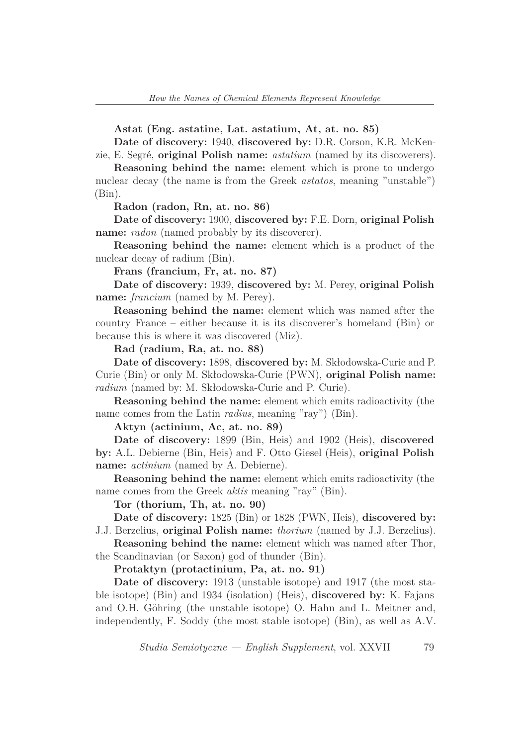**Astat (Eng. astatine, Lat. astatium, At, at. no. 85)**

**Date of discovery:** 1940, **discovered by:** D.R. Corson, K.R. McKenzie, E. Segré, **original Polish name:** *astatium* (named by its discoverers).

**Reasoning behind the name:** element which is prone to undergo nuclear decay (the name is from the Greek *astatos*, meaning "unstable") (Bin).

**Radon (radon, Rn, at. no. 86)**

**Date of discovery:** 1900, **discovered by:** F.E. Dorn, **original Polish name:** *radon* (named probably by its discoverer).

**Reasoning behind the name:** element which is a product of the nuclear decay of radium (Bin).

**Frans (francium, Fr, at. no. 87)**

**Date of discovery:** 1939, **discovered by:** M. Perey, **original Polish name:** *francium* (named by M. Perey).

**Reasoning behind the name:** element which was named after the country France – either because it is its discoverer's homeland (Bin) or because this is where it was discovered (Miz).

**Rad (radium, Ra, at. no. 88)**

**Date of discovery:** 1898, **discovered by:** M. Skłodowska-Curie and P. Curie (Bin) or only M. Skłodowska-Curie (PWN), **original Polish name:** *radium* (named by: M. Skłodowska-Curie and P. Curie).

**Reasoning behind the name:** element which emits radioactivity (the name comes from the Latin *radius*, meaning "ray") (Bin).

**Aktyn (actinium, Ac, at. no. 89)**

**Date of discovery:** 1899 (Bin, Heis) and 1902 (Heis), **discovered by:** A.L. Debierne (Bin, Heis) and F. Otto Giesel (Heis), **original Polish name:** *actinium* (named by A. Debierne).

**Reasoning behind the name:** element which emits radioactivity (the name comes from the Greek *aktis* meaning "ray" (Bin).

**Tor (thorium, Th, at. no. 90)**

**Date of discovery:** 1825 (Bin) or 1828 (PWN, Heis), **discovered by:** J.J. Berzelius, **original Polish name:** *thorium* (named by J.J. Berzelius).

**Reasoning behind the name:** element which was named after Thor, the Scandinavian (or Saxon) god of thunder (Bin).

**Protaktyn (protactinium, Pa, at. no. 91)**

**Date of discovery:** 1913 (unstable isotope) and 1917 (the most stable isotope) (Bin) and 1934 (isolation) (Heis), **discovered by:** K. Fajans and O.H. Göhring (the unstable isotope) O. Hahn and L. Meitner and, independently, F. Soddy (the most stable isotope) (Bin), as well as A.V.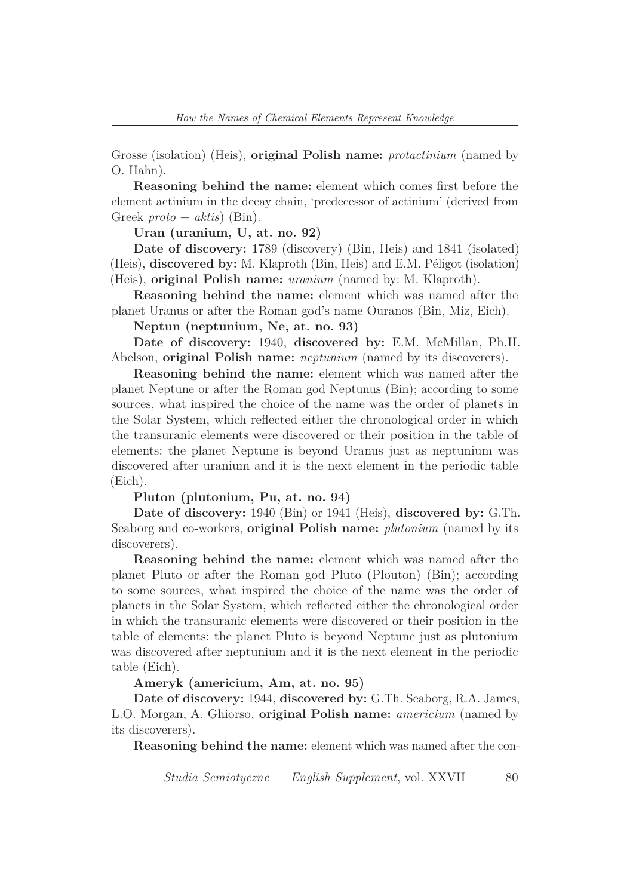Grosse (isolation) (Heis), **original Polish name:** *protactinium* (named by O. Hahn).

**Reasoning behind the name:** element which comes first before the element actinium in the decay chain, 'predecessor of actinium' (derived from Greek *proto* + *aktis*) (Bin).

**Uran (uranium, U, at. no. 92)**

**Date of discovery:** 1789 (discovery) (Bin, Heis) and 1841 (isolated) (Heis), **discovered by:** M. Klaproth (Bin, Heis) and E.M. Péligot (isolation) (Heis), **original Polish name:** *uranium* (named by: M. Klaproth).

**Reasoning behind the name:** element which was named after the planet Uranus or after the Roman god's name Ouranos (Bin, Miz, Eich).

**Neptun (neptunium, Ne, at. no. 93)**

**Date of discovery:** 1940, **discovered by:** E.M. McMillan, Ph.H. Abelson, **original Polish name:** *neptunium* (named by its discoverers).

**Reasoning behind the name:** element which was named after the planet Neptune or after the Roman god Neptunus (Bin); according to some sources, what inspired the choice of the name was the order of planets in the Solar System, which reflected either the chronological order in which the transuranic elements were discovered or their position in the table of elements: the planet Neptune is beyond Uranus just as neptunium was discovered after uranium and it is the next element in the periodic table (Eich).

**Pluton (plutonium, Pu, at. no. 94)**

**Date of discovery:** 1940 (Bin) or 1941 (Heis), **discovered by:** G.Th. Seaborg and co-workers, **original Polish name:** *plutonium* (named by its discoverers).

**Reasoning behind the name:** element which was named after the planet Pluto or after the Roman god Pluto (Plouton) (Bin); according to some sources, what inspired the choice of the name was the order of planets in the Solar System, which reflected either the chronological order in which the transuranic elements were discovered or their position in the table of elements: the planet Pluto is beyond Neptune just as plutonium was discovered after neptunium and it is the next element in the periodic table (Eich).

**Ameryk (americium, Am, at. no. 95)**

**Date of discovery:** 1944, **discovered by:** G.Th. Seaborg, R.A. James, L.O. Morgan, A. Ghiorso, **original Polish name:** *americium* (named by its discoverers).

**Reasoning behind the name:** element which was named after the con-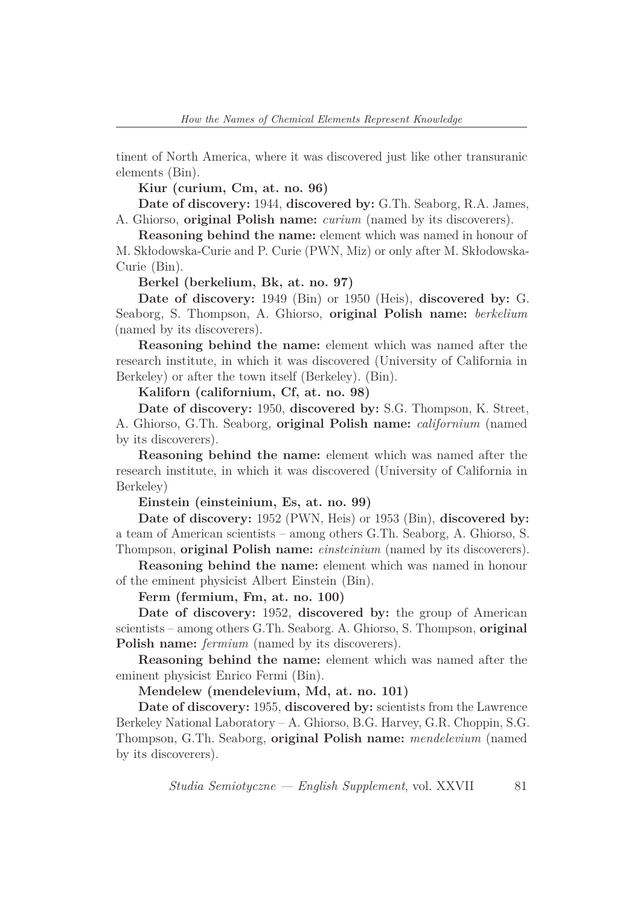tinent of North America, where it was discovered just like other transuranic elements (Bin).

**Kiur (curium, Cm, at. no. 96)**

**Date of discovery:** 1944, **discovered by:** G.Th. Seaborg, R.A. James, A. Ghiorso, **original Polish name:** *curium* (named by its discoverers).

**Reasoning behind the name:** element which was named in honour of M. Skłodowska-Curie and P. Curie (PWN, Miz) or only after M. Skłodowska-Curie (Bin).

**Berkel (berkelium, Bk, at. no. 97)**

**Date of discovery:** 1949 (Bin) or 1950 (Heis), **discovered by:** G. Seaborg, S. Thompson, A. Ghiorso, **original Polish name:** *berkelium* (named by its discoverers).

**Reasoning behind the name:** element which was named after the research institute, in which it was discovered (University of California in Berkeley) or after the town itself (Berkeley). (Bin).

**Kaliforn (californium, Cf, at. no. 98)**

**Date of discovery:** 1950, **discovered by:** S.G. Thompson, K. Street, A. Ghiorso, G.Th. Seaborg, **original Polish name:** *californium* (named by its discoverers).

**Reasoning behind the name:** element which was named after the research institute, in which it was discovered (University of California in Berkeley)

**Einstein (einsteinium, Es, at. no. 99)**

**Date of discovery:** 1952 (PWN, Heis) or 1953 (Bin), **discovered by:** a team of American scientists – among others G.Th. Seaborg, A. Ghiorso, S. Thompson, **original Polish name:** *einsteinium* (named by its discoverers).

**Reasoning behind the name:** element which was named in honour of the eminent physicist Albert Einstein (Bin).

**Ferm (fermium, Fm, at. no. 100)**

**Date of discovery:** 1952, **discovered by:** the group of American scientists – among others G.Th. Seaborg. A. Ghiorso, S. Thompson, **original Polish name:** *fermium* (named by its discoverers).

**Reasoning behind the name:** element which was named after the eminent physicist Enrico Fermi (Bin).

**Mendelew (mendelevium, Md, at. no. 101)**

**Date of discovery:** 1955, **discovered by:** scientists from the Lawrence Berkeley National Laboratory – A. Ghiorso, B.G. Harvey, G.R. Choppin, S.G. Thompson, G.Th. Seaborg, **original Polish name:** *mendelevium* (named by its discoverers).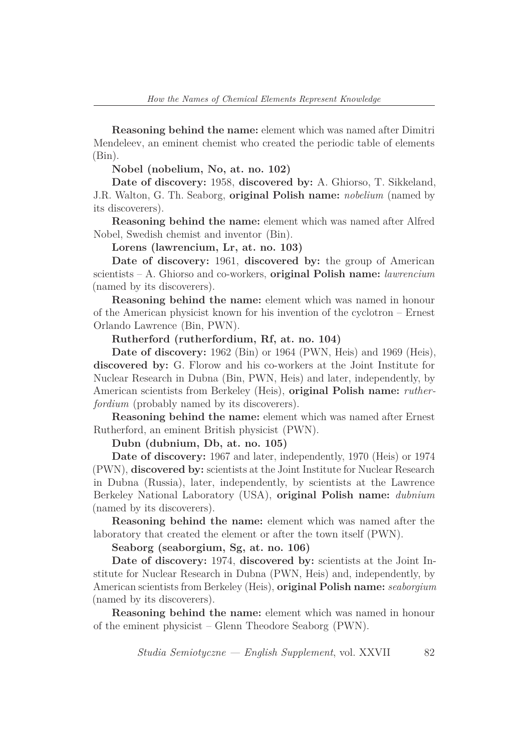**Reasoning behind the name:** element which was named after Dimitri Mendeleev, an eminent chemist who created the periodic table of elements (Bin).

**Nobel (nobelium, No, at. no. 102)**

**Date of discovery:** 1958, **discovered by:** A. Ghiorso, T. Sikkeland, J.R. Walton, G. Th. Seaborg, **original Polish name:** *nobelium* (named by its discoverers).

**Reasoning behind the name:** element which was named after Alfred Nobel, Swedish chemist and inventor (Bin).

**Lorens (lawrencium, Lr, at. no. 103)**

**Date of discovery:** 1961, **discovered by:** the group of American scientists – A. Ghiorso and co-workers, **original Polish name:** *lawrencium* (named by its discoverers).

**Reasoning behind the name:** element which was named in honour of the American physicist known for his invention of the cyclotron – Ernest Orlando Lawrence (Bin, PWN).

**Rutherford (rutherfordium, Rf, at. no. 104)**

**Date of discovery:** 1962 (Bin) or 1964 (PWN, Heis) and 1969 (Heis), **discovered by:** G. Florow and his co-workers at the Joint Institute for Nuclear Research in Dubna (Bin, PWN, Heis) and later, independently, by American scientists from Berkeley (Heis), **original Polish name:** *rutherfordium* (probably named by its discoverers).

**Reasoning behind the name:** element which was named after Ernest Rutherford, an eminent British physicist (PWN).

**Dubn (dubnium, Db, at. no. 105)**

**Date of discovery:** 1967 and later, independently, 1970 (Heis) or 1974 (PWN), **discovered by:** scientists at the Joint Institute for Nuclear Research in Dubna (Russia), later, independently, by scientists at the Lawrence Berkeley National Laboratory (USA), **original Polish name:** *dubnium* (named by its discoverers).

**Reasoning behind the name:** element which was named after the laboratory that created the element or after the town itself (PWN).

**Seaborg (seaborgium, Sg, at. no. 106)**

**Date of discovery:** 1974, **discovered by:** scientists at the Joint Institute for Nuclear Research in Dubna (PWN, Heis) and, independently, by American scientists from Berkeley (Heis), **original Polish name:** *seaborgium* (named by its discoverers).

**Reasoning behind the name:** element which was named in honour of the eminent physicist – Glenn Theodore Seaborg (PWN).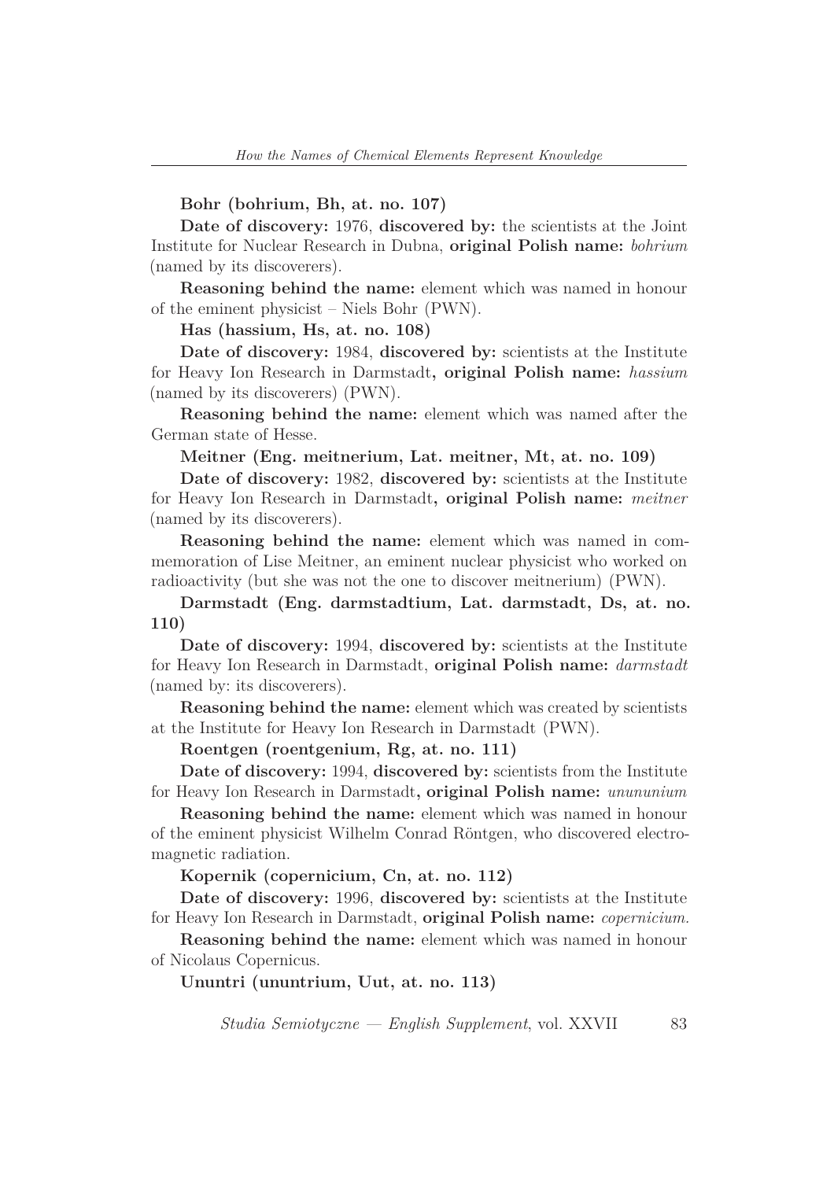**Bohr (bohrium, Bh, at. no. 107)**

**Date of discovery:** 1976, **discovered by:** the scientists at the Joint Institute for Nuclear Research in Dubna, **original Polish name:** *bohrium* (named by its discoverers).

**Reasoning behind the name:** element which was named in honour of the eminent physicist – Niels Bohr (PWN).

**Has (hassium, Hs, at. no. 108)**

**Date of discovery:** 1984, **discovered by:** scientists at the Institute for Heavy Ion Research in Darmstadt**, original Polish name:** *hassium* (named by its discoverers) (PWN).

**Reasoning behind the name:** element which was named after the German state of Hesse.

**Meitner (Eng. meitnerium, Lat. meitner, Mt, at. no. 109)**

**Date of discovery:** 1982, **discovered by:** scientists at the Institute for Heavy Ion Research in Darmstadt**, original Polish name:** *meitner* (named by its discoverers).

**Reasoning behind the name:** element which was named in commemoration of Lise Meitner, an eminent nuclear physicist who worked on radioactivity (but she was not the one to discover meitnerium) (PWN).

**Darmstadt (Eng. darmstadtium, Lat. darmstadt, Ds, at. no. 110)**

**Date of discovery:** 1994, **discovered by:** scientists at the Institute for Heavy Ion Research in Darmstadt, **original Polish name:** *darmstadt* (named by: its discoverers).

**Reasoning behind the name:** element which was created by scientists at the Institute for Heavy Ion Research in Darmstadt (PWN).

**Roentgen (roentgenium, Rg, at. no. 111)**

**Date of discovery:** 1994, **discovered by:** scientists from the Institute for Heavy Ion Research in Darmstadt**, original Polish name:** *unununium*

**Reasoning behind the name:** element which was named in honour of the eminent physicist Wilhelm Conrad Röntgen, who discovered electromagnetic radiation.

**Kopernik (copernicium, Cn, at. no. 112)**

**Date of discovery:** 1996, **discovered by:** scientists at the Institute for Heavy Ion Research in Darmstadt, **original Polish name:** *copernicium.*

**Reasoning behind the name:** element which was named in honour of Nicolaus Copernicus.

**Ununtri (ununtrium, Uut, at. no. 113)**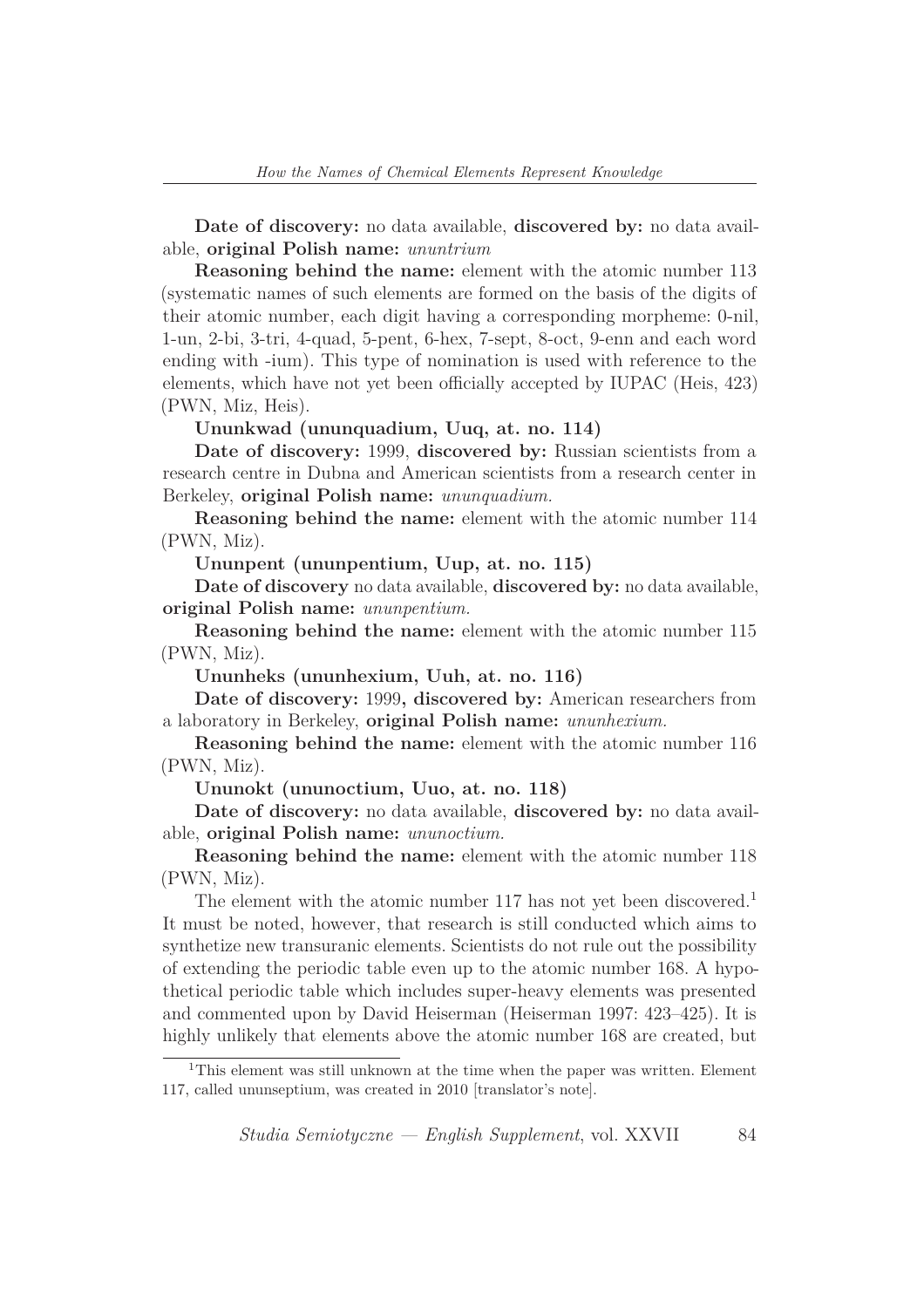**Date of discovery:** no data available, **discovered by:** no data available, **original Polish name:** *ununtrium*

**Reasoning behind the name:** element with the atomic number 113 (systematic names of such elements are formed on the basis of the digits of their atomic number, each digit having a corresponding morpheme: 0-nil, 1-un, 2-bi, 3-tri, 4-quad, 5-pent, 6-hex, 7-sept, 8-oct, 9-enn and each word ending with -ium). This type of nomination is used with reference to the elements, which have not yet been officially accepted by IUPAC (Heis, 423) (PWN, Miz, Heis).

**Ununkwad (ununquadium, Uuq, at. no. 114)**

**Date of discovery:** 1999, **discovered by:** Russian scientists from a research centre in Dubna and American scientists from a research center in Berkeley, **original Polish name:** *ununquadium.*

**Reasoning behind the name:** element with the atomic number 114 (PWN, Miz).

**Ununpent (ununpentium, Uup, at. no. 115)**

**Date of discovery** no data available, **discovered by:** no data available, **original Polish name:** *ununpentium.*

**Reasoning behind the name:** element with the atomic number 115 (PWN, Miz).

**Ununheks (ununhexium, Uuh, at. no. 116)**

**Date of discovery:** 1999**, discovered by:** American researchers from a laboratory in Berkeley, **original Polish name:** *ununhexium.*

**Reasoning behind the name:** element with the atomic number 116 (PWN, Miz).

**Ununokt (ununoctium, Uuo, at. no. 118)**

**Date of discovery:** no data available, **discovered by:** no data available, **original Polish name:** *ununoctium.*

**Reasoning behind the name:** element with the atomic number 118 (PWN, Miz).

The element with the atomic number 117 has not yet been discovered.[1] It must be noted, however, that research is still conducted which aims to synthetize new transuranic elements. Scientists do not rule out the possibility of extending the periodic table even up to the atomic number 168. A hypothetical periodic table which includes super-heavy elements was presented and commented upon by David Heiserman (Heiserman 1997: 423–425). It is highly unlikely that elements above the atomic number 168 are created, but

[1] This element was still unknown at the time when the paper was written. Element 117, called ununseptium, was created in 2010 [translator's note].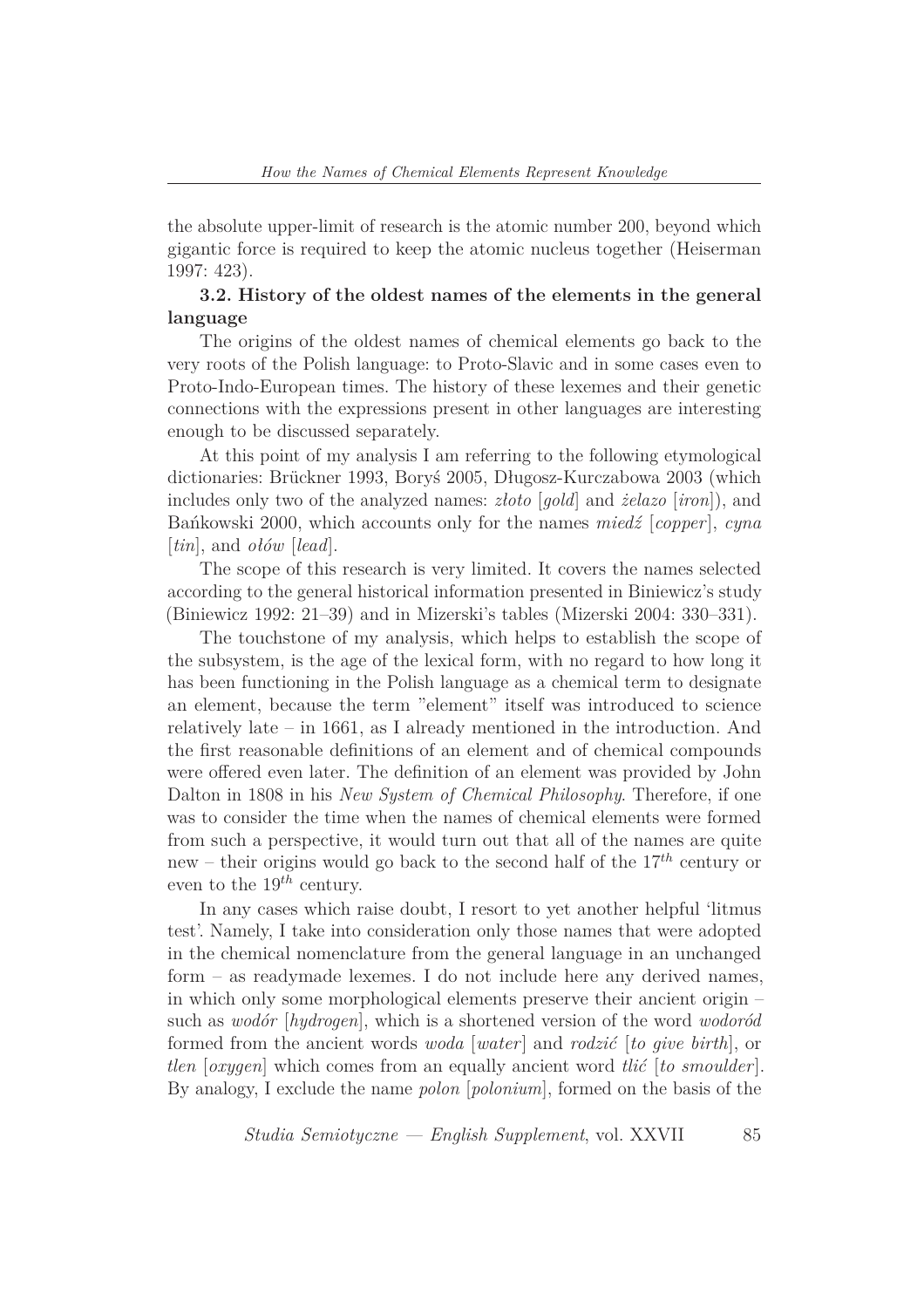the absolute upper-limit of research is the atomic number 200, beyond which gigantic force is required to keep the atomic nucleus together (Heiserman 1997: 423).

### 3.2. History of the oldest names of the elements in the general language

The origins of the oldest names of chemical elements go back to the very roots of the Polish language: to Proto-Slavic and in some cases even to Proto-Indo-European times. The history of these lexemes and their genetic connections with the expressions present in other languages are interesting enough to be discussed separately.

At this point of my analysis I am referring to the following etymological dictionaries: Brückner 1993, Boryś 2005, Długosz-Kurczabowa 2003 (which includes only two of the analyzed names: *złoto* [*gold*] and *żelazo* [*iron*]), and Bańkowski 2000, which accounts only for the names *miedź* [*copper*], *cyna* [*tin*], and *ołów* [*lead*].

The scope of this research is very limited. It covers the names selected according to the general historical information presented in Biniewicz's study (Biniewicz 1992: 21–39) and in Mizerski's tables (Mizerski 2004: 330–331).

The touchstone of my analysis, which helps to establish the scope of the subsystem, is the age of the lexical form, with no regard to how long it has been functioning in the Polish language as a chemical term to designate an element, because the term "element" itself was introduced to science relatively late – in 1661, as I already mentioned in the introduction. And the first reasonable definitions of an element and of chemical compounds were offered even later. The definition of an element was provided by John Dalton in 1808 in his *New System of Chemical Philosophy*. Therefore, if one was to consider the time when the names of chemical elements were formed from such a perspective, it would turn out that all of the names are quite new – their origins would go back to the second half of the $17^{th}$ century or even to the $19^{th}$ century.

In any cases which raise doubt, I resort to yet another helpful 'litmus test'. Namely, I take into consideration only those names that were adopted in the chemical nomenclature from the general language in an unchanged form – as readymade lexemes. I do not include here any derived names, in which only some morphological elements preserve their ancient origin – such as *wodór* [*hydrogen*], which is a shortened version of the word *wodoród* formed from the ancient words *woda* [*water*] and *rodzić* [*to give birth*], or *tlen* [*oxygen*] which comes from an equally ancient word *tlić* [*to smoulder*]. By analogy, I exclude the name *polon* [*polonium*], formed on the basis of the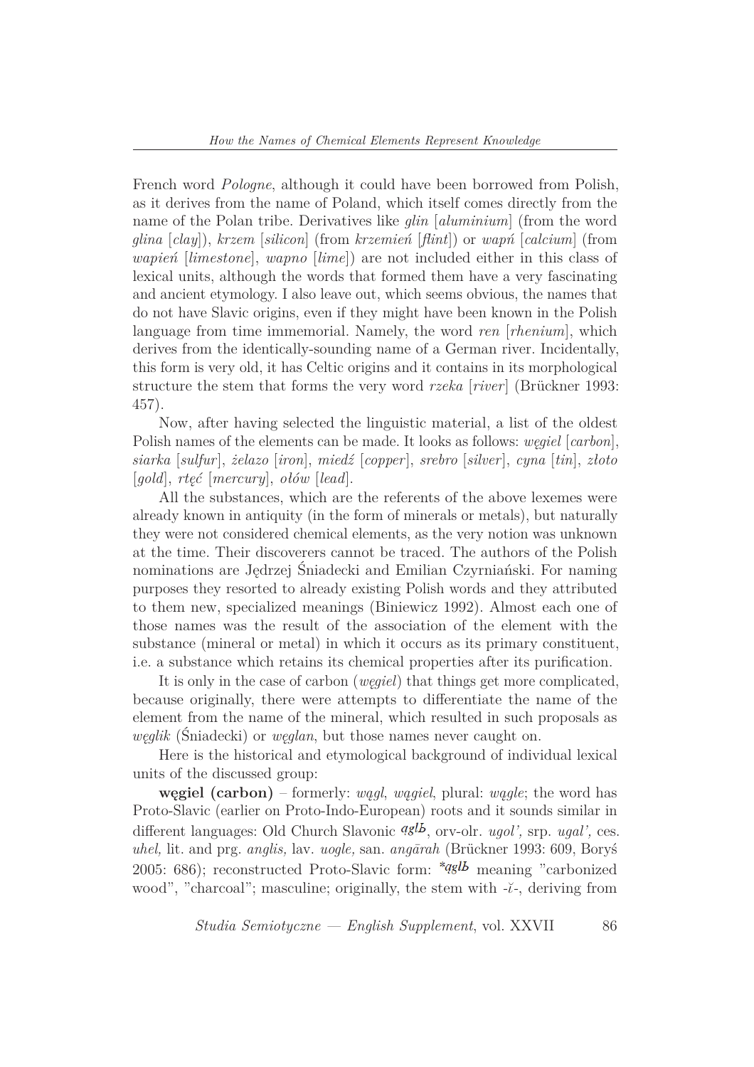French word *Pologne*, although it could have been borrowed from Polish, as it derives from the name of Poland, which itself comes directly from the name of the Polan tribe. Derivatives like *glin* [*aluminium*] (from the word *glina* [*clay*]), *krzem* [*silicon*] (from *krzemień* [*flint*]) or *wapń* [*calcium*] (from *wapień* [*limestone*], *wapno* [*lime*]) are not included either in this class of lexical units, although the words that formed them have a very fascinating and ancient etymology. I also leave out, which seems obvious, the names that do not have Slavic origins, even if they might have been known in the Polish language from time immemorial. Namely, the word *ren* [*rhenium*], which derives from the identically-sounding name of a German river. Incidentally, this form is very old, it has Celtic origins and it contains in its morphological structure the stem that forms the very word *rzeka* [*river*] (Brückner 1993: 457).

Now, after having selected the linguistic material, a list of the oldest Polish names of the elements can be made. It looks as follows: *węgiel* [*carbon*], *siarka* [*sulfur*], *żelazo* [*iron*], *miedź* [*copper*], *srebro* [*silver*], *cyna* [*tin*], *złoto* [*gold*], *rtęć* [*mercury*], *ołów* [*lead*].

All the substances, which are the referents of the above lexemes were already known in antiquity (in the form of minerals or metals), but naturally they were not considered chemical elements, as the very notion was unknown at the time. Their discoverers cannot be traced. The authors of the Polish nominations are Jędrzej Śniadecki and Emilian Czyrniański. For naming purposes they resorted to already existing Polish words and they attributed to them new, specialized meanings (Biniewicz 1992). Almost each one of those names was the result of the association of the element with the substance (mineral or metal) in which it occurs as its primary constituent, i.e. a substance which retains its chemical properties after its purification.

It is only in the case of carbon (*węgiel*) that things get more complicated, because originally, there were attempts to differentiate the name of the element from the name of the mineral, which resulted in such proposals as *węglik* (Śniadecki) or *węglan*, but those names never caught on.

Here is the historical and etymological background of individual lexical units of the discussed group:

**węgiel (carbon)** – formerly: *wągl*, *wągiel*, plural: *wągle*; the word has Proto-Slavic (earlier on Proto-Indo-European) roots and it sounds similar in different languages: Old Church Slavonic *ǫglь*, orv-olr. *ugol'*, srp. *ugal'*, ces. *uhel,* lit. and prg. *anglis,* lav. *uogle,* san. *angārah* (Brückner 1993: 609, Boryś 2005: 686); reconstructed Proto-Slavic form: *\*ǫglь* meaning "carbonized wood", "charcoal"; masculine; originally, the stem with *-ĭ-*, deriving from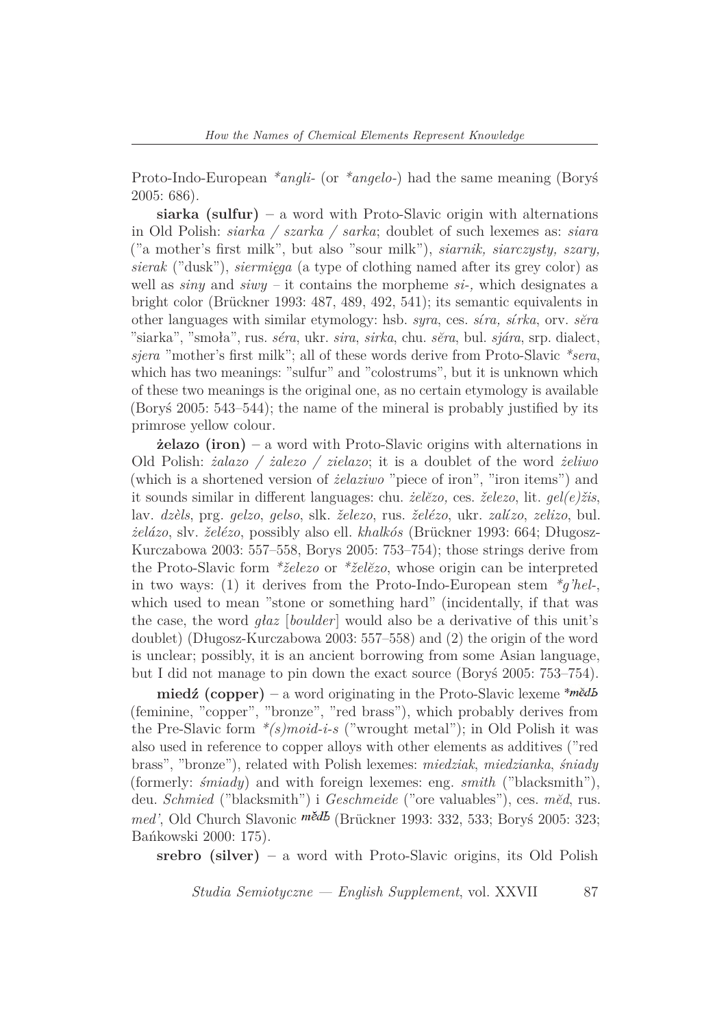Proto-Indo-European *\*angli-* (or *\*angelo-*) had the same meaning (Boryś 2005: 686).

**siarka (sulfur)** – a word with Proto-Slavic origin with alternations in Old Polish: *siarka / szarka / sarka*; doublet of such lexemes as: *siara* ("a mother's first milk", but also "sour milk"), *siarnik, siarczysty, szary, sierak* ("dusk"), *siermięga* (a type of clothing named after its grey color) as well as *siny* and *siwy* – it contains the morpheme *si-,* which designates a bright color (Brückner 1993: 487, 489, 492, 541); its semantic equivalents in other languages with similar etymology: hsb. *syra*, ces. *síra, sírka*, orv. *sěra* "siarka", "smoła", rus. *séra*, ukr. *sira*, *sirka*, chu. *sěra*, bul. *sjára*, srp. dialect, *sjera* "mother's first milk"; all of these words derive from Proto-Slavic *\*sera*, which has two meanings: "sulfur" and "colostrums", but it is unknown which of these two meanings is the original one, as no certain etymology is available (Boryś 2005: 543–544); the name of the mineral is probably justified by its primrose yellow colour.

**żelazo (iron)** – a word with Proto-Slavic origins with alternations in Old Polish: *żalazo / żalezo / zielazo*; it is a doublet of the word *żeliwo* (which is a shortened version of *żelaziwo* "piece of iron", "iron items") and it sounds similar in different languages: chu. *želězo,* ces. *železo*, lit. *gel(e)žis*, lav. *dzèls*, prg. *gelzo*, *gelso*, slk. *železo*, rus. *želézo*, ukr. *zalízo*, *zelizo*, bul. *želázo*, slv. *želézo*, possibly also ell. *khalkós* (Brückner 1993: 664; Długosz-Kurczabowa 2003: 557–558, Borys 2005: 753–754); those strings derive from the Proto-Slavic form *\*železo* or *\*želězo*, whose origin can be interpreted in two ways: (1) it derives from the Proto-Indo-European stem *\*g'hel-*, which used to mean "stone or something hard" (incidentally, if that was the case, the word *głaz* [*boulder*] would also be a derivative of this unit's doublet) (Długosz-Kurczabowa 2003: 557–558) and (2) the origin of the word is unclear; possibly, it is an ancient borrowing from some Asian language, but I did not manage to pin down the exact source (Boryś 2005: 753–754).

**miedź (copper)** – a word originating in the Proto-Slavic lexeme *\*mědь* (feminine, "copper", "bronze", "red brass"), which probably derives from the Pre-Slavic form *\*(s)moid-i-s* ("wrought metal"); in Old Polish it was also used in reference to copper alloys with other elements as additives ("red brass", "bronze"), related with Polish lexemes: *miedziak*, *miedzianka*, *śniady* (formerly: *śmiady*) and with foreign lexemes: eng. *smith* ("blacksmith"), deu. *Schmied* ("blacksmith") i *Geschmeide* ("ore valuables"), ces. *měd*, rus. *med'*, Old Church Slavonic *mědь* (Brückner 1993: 332, 533; Boryś 2005: 323; Bańkowski 2000: 175).

**srebro (silver)** – a word with Proto-Slavic origins, its Old Polish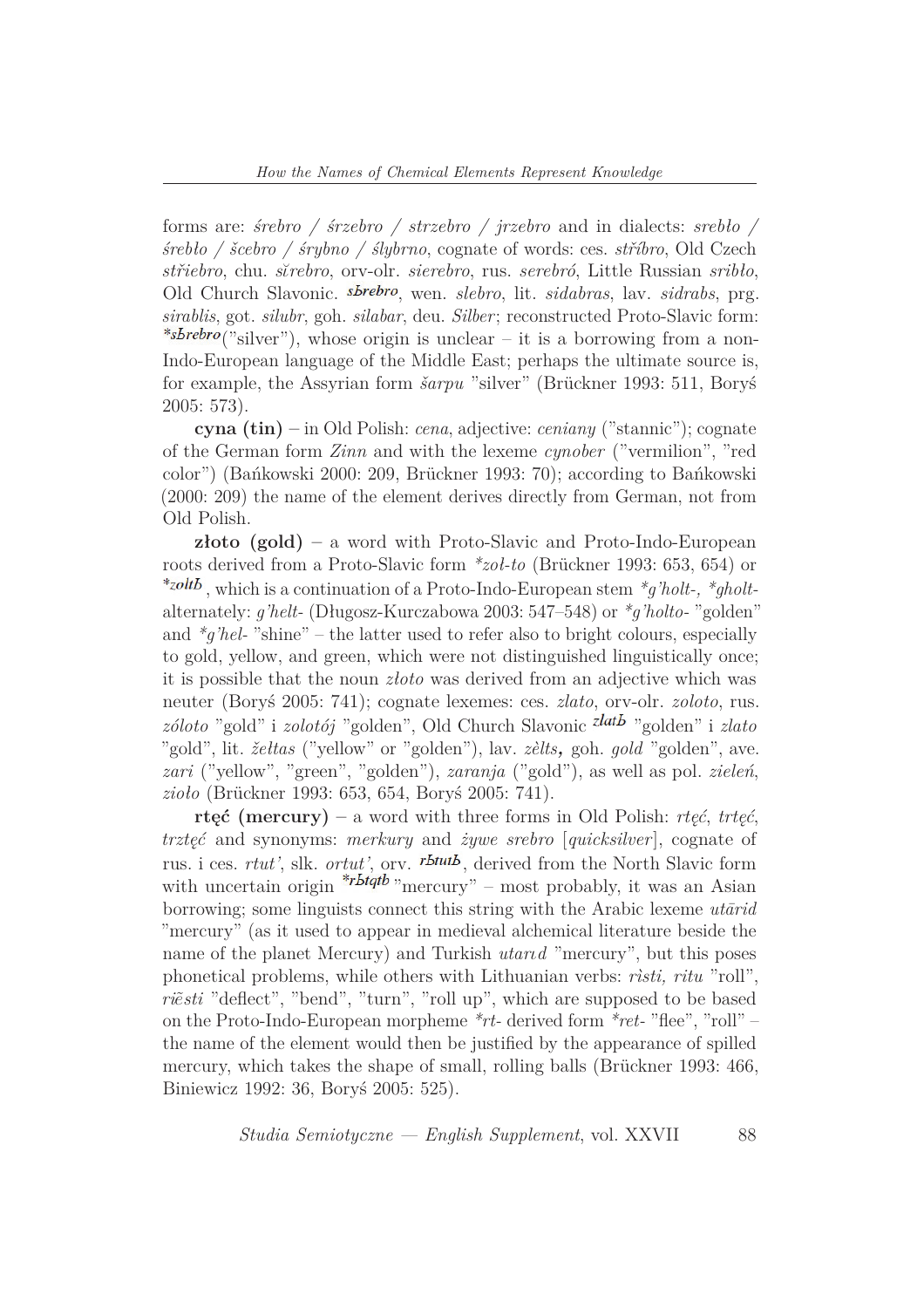forms are: *śrebro / śrzebro / strzebro / jrzebro* and in dialects: *srebło / śrebło / ścebro / śrybno / ślybrno*, cognate of words: ces. *stříbro*, Old Czech *střiebro*, chu. *sĭrebro*, orv-olr. *sierebro*, rus. *serebró*, Little Russian *sribło*, Old Church Slavonic. *sьrebro*, wen. *slebro*, lit. *sidabras*, lav. *sidrabs*, prg. *sirablis*, got. *silubr*, goh. *silabar*, deu. *Silber*; reconstructed Proto-Slavic form: *\*sьrebro*("silver"), whose origin is unclear – it is a borrowing from a non-Indo-European language of the Middle East; perhaps the ultimate source is, for example, the Assyrian form *šarpu* "silver" (Brückner 1993: 511, Boryś 2005: 573).

**cyna (tin)** – in Old Polish: *cena*, adjective: *ceniany* ("stannic"); cognate of the German form *Zinn* and with the lexeme *cynober* ("vermilion", "red color") (Bańkowski 2000: 209, Brückner 1993: 70); according to Bańkowski (2000: 209) the name of the element derives directly from German, not from Old Polish.

**złoto (gold)** – a word with Proto-Slavic and Proto-Indo-European roots derived from a Proto-Slavic form *\*zol-to* (Brückner 1993: 653, 654) or *\*zoltь*, which is a continuation of a Proto-Indo-European stem *\*g'holt-, \*gholt-* alternately: *g'helt-* (Długosz-Kurczabowa 2003: 547–548) or *\*g'holto-* "golden" and *\*g'hel-* "shine" – the latter used to refer also to bright colours, especially to gold, yellow, and green, which were not distinguished linguistically once; it is possible that the noun *złoto* was derived from an adjective which was neuter (Boryś 2005: 741); cognate lexemes: ces. *zlato*, orv-olr. *zoloto*, rus. *zóloto* "gold" i *zolotój* "golden", Old Church Slavonic *zlatь* "golden" i *zlato* "gold", lit. *želtas* ("yellow" or "golden"), lav. *zèlts*, goh. *gold* "golden", ave. *zari* ("yellow", "green", "golden"), *zaranja* ("gold"), as well as pol. *zieleń*, *zioło* (Brückner 1993: 653, 654, Boryś 2005: 741).

**rtęć (mercury)** – a word with three forms in Old Polish: *rtęć*, *trtęć*, *trztęć* and synonyms: *merkury* and *żywe srebro* [*quicksilver*], cognate of rus. i ces. *rtut'*, slk. *ortut'*, orv. *rьtutь*, derived from the North Slavic form with uncertain origin *\*rьtǫtь* "mercury" – most probably, it was an Asian borrowing; some linguists connect this string with the Arabic lexeme *utārid* "mercury" (as it used to appear in medieval alchemical literature beside the name of the planet Mercury) and Turkish *utarıd* "mercury", but this poses phonetical problems, while others with Lithuanian verbs: *rìsti, ritu* "roll", *rie͂sti* "deflect", "bend", "turn", "roll up", which are supposed to be based on the Proto-Indo-European morpheme *\*rt-* derived form *\*ret-* "flee", "roll" – the name of the element would then be justified by the appearance of spilled mercury, which takes the shape of small, rolling balls (Brückner 1993: 466, Biniewicz 1992: 36, Boryś 2005: 525).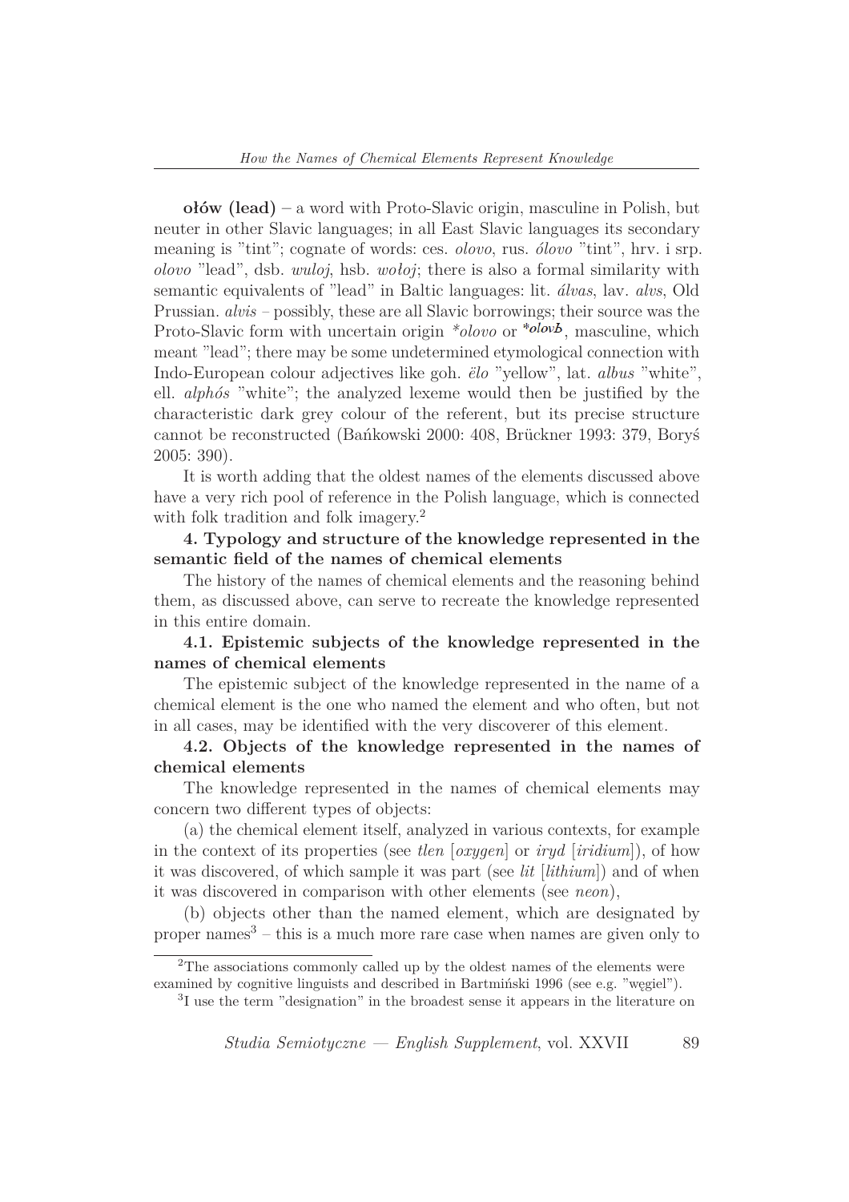**ołów (lead)** – a word with Proto-Slavic origin, masculine in Polish, but neuter in other Slavic languages; in all East Slavic languages its secondary meaning is "tint"; cognate of words: ces. *olovo*, rus. *ólovo* "tint", hrv. i srp. *olovo* "lead", dsb. *wuloj*, hsb. *wołoj*; there is also a formal similarity with semantic equivalents of "lead" in Baltic languages: lit. *álvas*, lav. *alvs*, Old Prussian. *alvis* – possibly, these are all Slavic borrowings; their source was the Proto-Slavic form with uncertain origin *\*olovo* or *\*olovь*, masculine, which meant "lead"; there may be some undetermined etymological connection with Indo-European colour adjectives like goh. *ëlo* "yellow", lat. *albus* "white", ell. *alphós* "white"; the analyzed lexeme would then be justified by the characteristic dark grey colour of the referent, but its precise structure cannot be reconstructed (Bańkowski 2000: 408, Brückner 1993: 379, Boryś 2005: 390).

It is worth adding that the oldest names of the elements discussed above have a very rich pool of reference in the Polish language, which is connected with folk tradition and folk imagery.[2]

### 4. Typology and structure of the knowledge represented in the semantic field of the names of chemical elements

The history of the names of chemical elements and the reasoning behind them, as discussed above, can serve to recreate the knowledge represented in this entire domain.

#### 4.1. Epistemic subjects of the knowledge represented in the names of chemical elements

The epistemic subject of the knowledge represented in the name of a chemical element is the one who named the element and who often, but not in all cases, may be identified with the very discoverer of this element.

#### 4.2. Objects of the knowledge represented in the names of chemical elements

The knowledge represented in the names of chemical elements may concern two different types of objects:

(a) the chemical element itself, analyzed in various contexts, for example in the context of its properties (see *tlen* [*oxygen*] or *iryd* [*iridium*]), of how it was discovered, of which sample it was part (see *lit* [*lithium*]) and of when it was discovered in comparison with other elements (see *neon*),

(b) objects other than the named element, which are designated by proper names[3] – this is a much more rare case when names are given only to

---

[2] The associations commonly called up by the oldest names of the elements were examined by cognitive linguists and described in Bartmiński 1996 (see e.g. "węgiel").

[3] I use the term "designation" in the broadest sense it appears in the literature on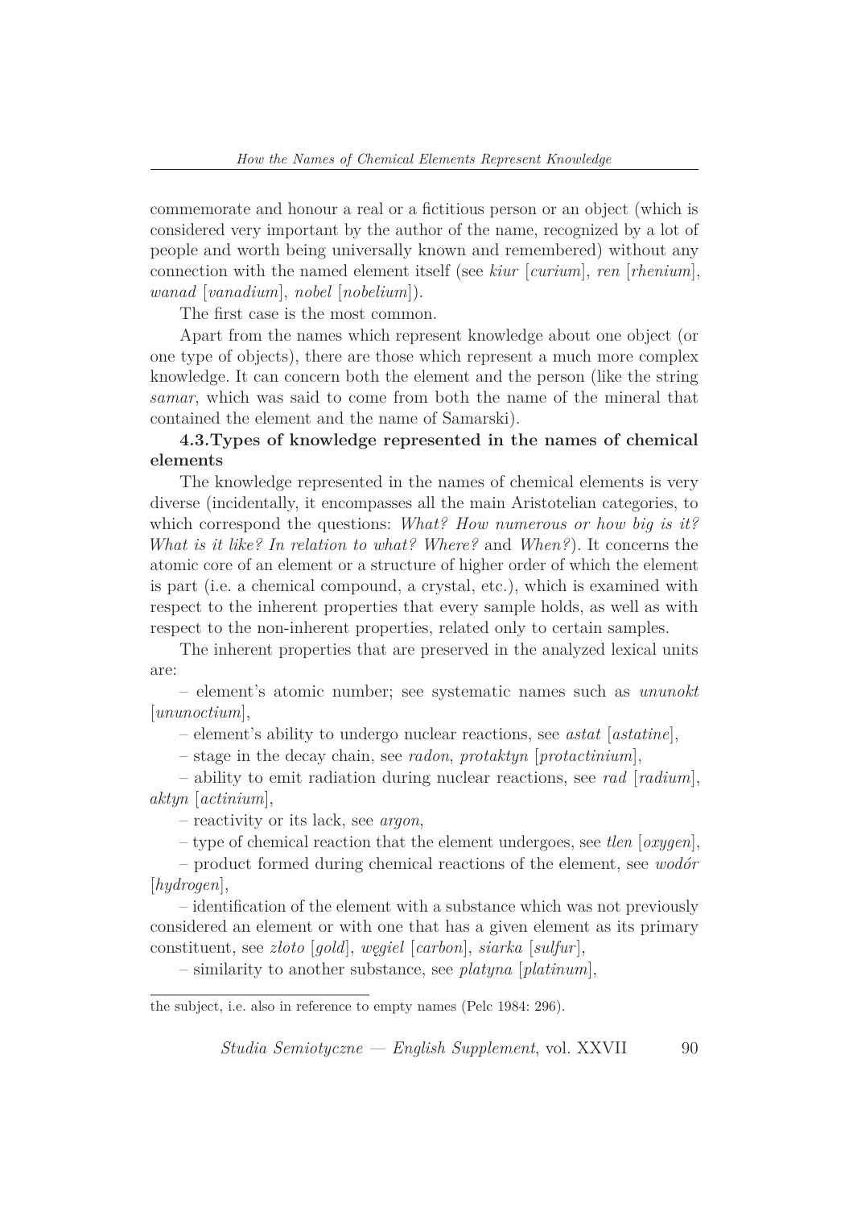commemorate and honour a real or a fictitious person or an object (which is considered very important by the author of the name, recognized by a lot of people and worth being universally known and remembered) without any connection with the named element itself (see *kiur* [*curium*], *ren* [*rhenium*], *wanad* [*vanadium*], *nobel* [*nobelium*]).

The first case is the most common.

Apart from the names which represent knowledge about one object (or one type of objects), there are those which represent a much more complex knowledge. It can concern both the element and the person (like the string *samar*, which was said to come from both the name of the mineral that contained the element and the name of Samarski).

### 4.3. Types of knowledge represented in the names of chemical elements

The knowledge represented in the names of chemical elements is very diverse (incidentally, it encompasses all the main Aristotelian categories, to which correspond the questions: *What? How numerous or how big is it? What is it like? In relation to what? Where?* and *When?*). It concerns the atomic core of an element or a structure of higher order of which the element is part (i.e. a chemical compound, a crystal, etc.), which is examined with respect to the inherent properties that every sample holds, as well as with respect to the non-inherent properties, related only to certain samples.

The inherent properties that are preserved in the analyzed lexical units are:

– element's atomic number; see systematic names such as *ununokt* [*ununoctium*],

– element's ability to undergo nuclear reactions, see *astat* [*astatine*],

– stage in the decay chain, see *radon*, *protaktyn* [*protactinium*],

– ability to emit radiation during nuclear reactions, see *rad* [*radium*], *aktyn* [*actinium*],

– reactivity or its lack, see *argon*,

– type of chemical reaction that the element undergoes, see *tlen* [*oxygen*],

– product formed during chemical reactions of the element, see *wodór* [*hydrogen*],

– identification of the element with a substance which was not previously considered an element or with one that has a given element as its primary constituent, see *złoto* [*gold*], *węgiel* [*carbon*], *siarka* [*sulfur*],

– similarity to another substance, see *platyna* [*platinum*],

---

the subject, i.e. also in reference to empty names (Pelc 1984: 296).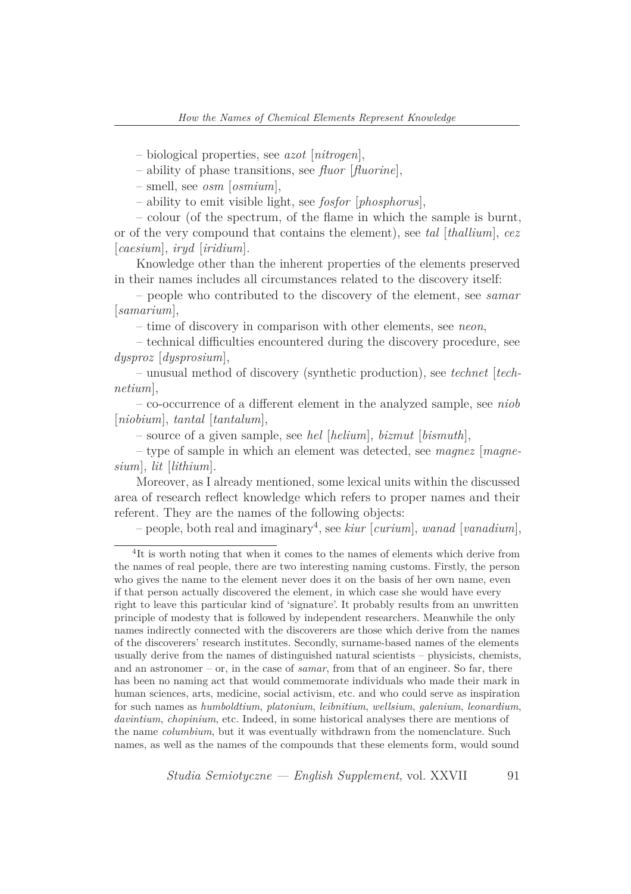– biological properties, see *azot* [*nitrogen*],

– ability of phase transitions, see *fluor* [*fluorine*],

– smell, see *osm* [*osmium*],

– ability to emit visible light, see *fosfor* [*phosphorus*],

– colour (of the spectrum, of the flame in which the sample is burnt, or of the very compound that contains the element), see *tal* [*thallium*], *cez* [*caesium*], *iryd* [*iridium*].

Knowledge other than the inherent properties of the elements preserved in their names includes all circumstances related to the discovery itself:

– people who contributed to the discovery of the element, see *samar* [*samarium*],

– time of discovery in comparison with other elements, see *neon*,

– technical difficulties encountered during the discovery procedure, see *dysproz* [*dysprosium*],

– unusual method of discovery (synthetic production), see *technet* [*technetium*],

– co-occurrence of a different element in the analyzed sample, see *niob* [*niobium*], *tantal* [*tantalum*],

– source of a given sample, see *hel* [*helium*], *bizmut* [*bismuth*],

– type of sample in which an element was detected, see *magnez* [*magnesium*], *lit* [*lithium*].

Moreover, as I already mentioned, some lexical units within the discussed area of research reflect knowledge which refers to proper names and their referent. They are the names of the following objects:

– people, both real and imaginary[4], see *kiur* [*curium*], *wanad* [*vanadium*],

[4] It is worth noting that when it comes to the names of elements which derive from the names of real people, there are two interesting naming customs. Firstly, the person who gives the name to the element never does it on the basis of her own name, even if that person actually discovered the element, in which case she would have every right to leave this particular kind of 'signature'. It probably results from an unwritten principle of modesty that is followed by independent researchers. Meanwhile the only names indirectly connected with the discoverers are those which derive from the names of the discoverers' research institutes. Secondly, surname-based names of the elements usually derive from the names of distinguished natural scientists – physicists, chemists, and an astronomer – or, in the case of *samar*, from that of an engineer. So far, there has been no naming act that would commemorate individuals who made their mark in human sciences, arts, medicine, social activism, etc. and who could serve as inspiration for such names as *humboldtium*, *platonium*, *leibnitium*, *wellsium*, *galenium*, *leonardium*, *davintium*, *chopinium*, etc. Indeed, in some historical analyses there are mentions of the name *columbium*, but it was eventually withdrawn from the nomenclature. Such names, as well as the names of the compounds that these elements form, would sound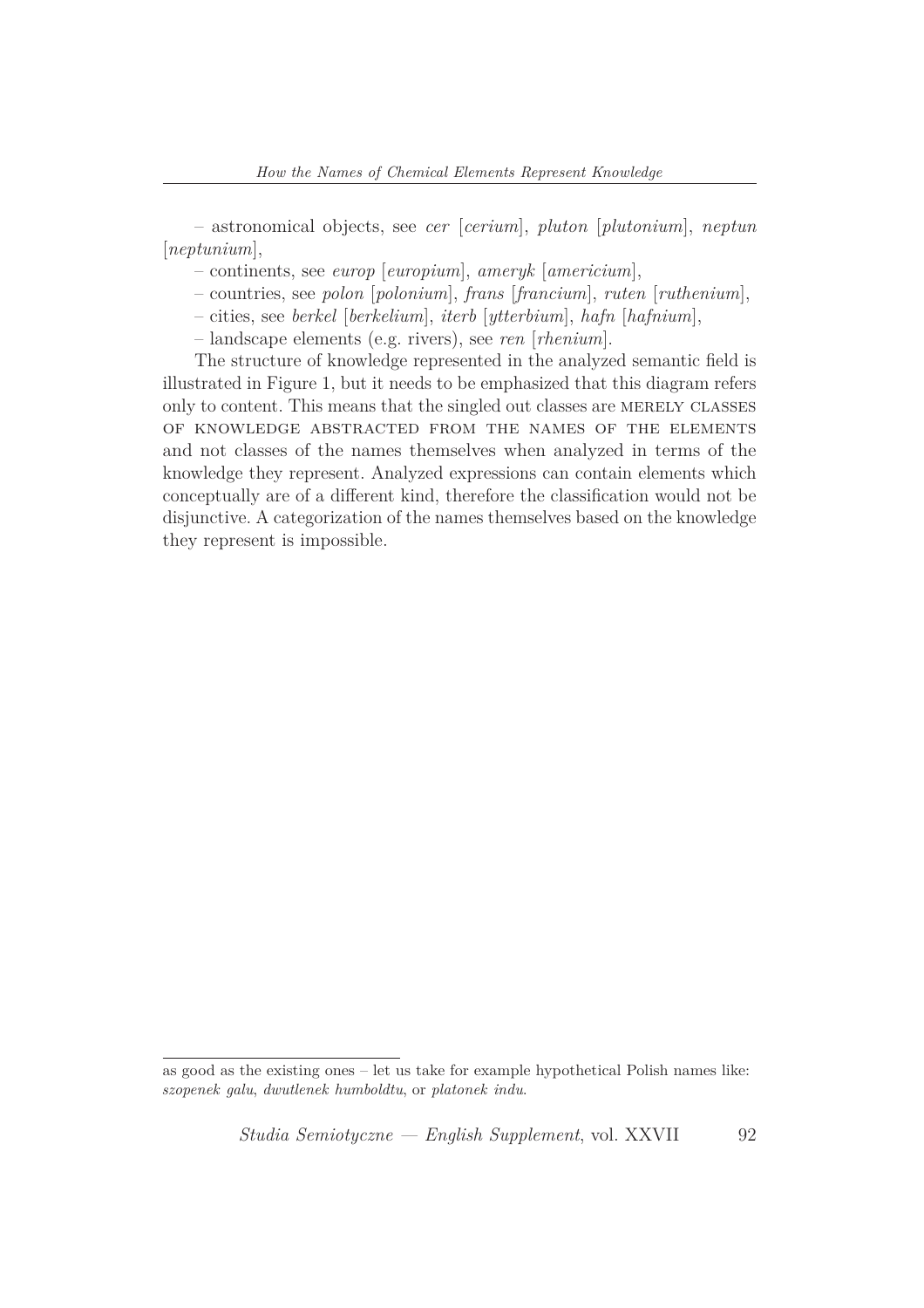– astronomical objects, see *cer* [*cerium*], *pluton* [*plutonium*], *neptun* [*neptunium*],

– continents, see *europ* [*europium*], *ameryk* [*americium*],

– countries, see *polon* [*polonium*], *frans* [*francium*], *ruten* [*ruthenium*],

– cities, see *berkel* [*berkelium*], *iterb* [*ytterbium*], *hafn* [*hafnium*],

– landscape elements (e.g. rivers), see *ren* [*rhenium*].

The structure of knowledge represented in the analyzed semantic field is illustrated in Figure 1, but it needs to be emphasized that this diagram refers only to content. This means that the singled out classes are MERELY CLASSES OF KNOWLEDGE ABSTRACTED FROM THE NAMES OF THE ELEMENTS and not classes of the names themselves when analyzed in terms of the knowledge they represent. Analyzed expressions can contain elements which conceptually are of a different kind, therefore the classification would not be disjunctive. A categorization of the names themselves based on the knowledge they represent is impossible.

---

as good as the existing ones – let us take for example hypothetical Polish names like: *szopenek galu*, *dwutlenek humboldtu*, or *platonek indu*.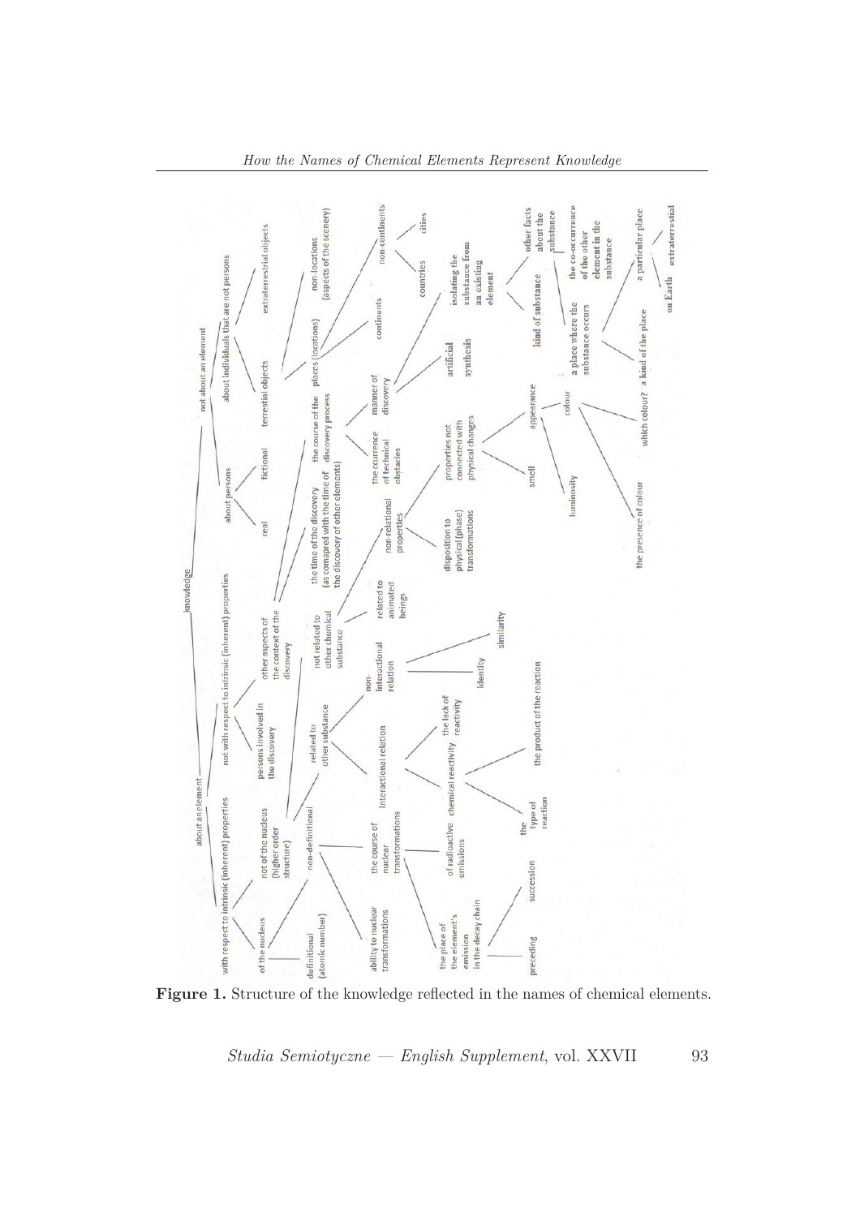**Figure 1.** Structure of the knowledge reflected in the names of chemical elements.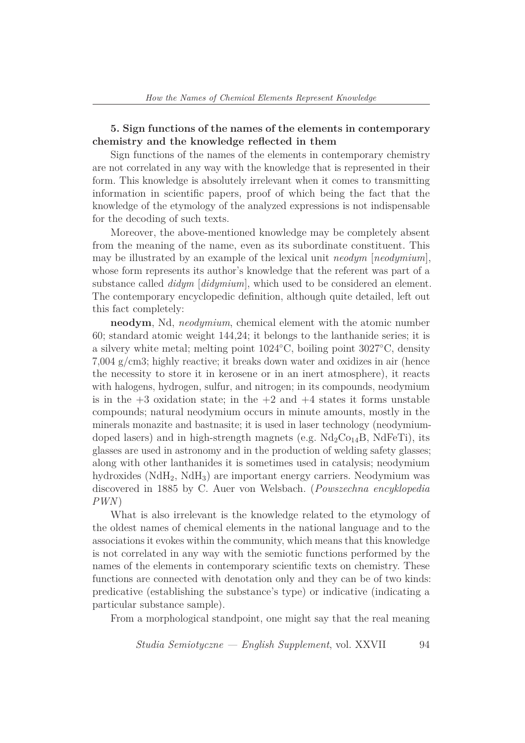## 5. Sign functions of the names of the elements in contemporary chemistry and the knowledge reflected in them

Sign functions of the names of the elements in contemporary chemistry are not correlated in any way with the knowledge that is represented in their form. This knowledge is absolutely irrelevant when it comes to transmitting information in scientific papers, proof of which being the fact that the knowledge of the etymology of the analyzed expressions is not indispensable for the decoding of such texts.

Moreover, the above-mentioned knowledge may be completely absent from the meaning of the name, even as its subordinate constituent. This may be illustrated by an example of the lexical unit *neodym* [*neodymium*], whose form represents its author's knowledge that the referent was part of a substance called *didym* [*didymium*], which used to be considered an element. The contemporary encyclopedic definition, although quite detailed, left out this fact completely:

**neodym**, Nd, *neodymium*, chemical element with the atomic number 60; standard atomic weight 144,24; it belongs to the lanthanide series; it is a silvery white metal; melting point 1024°C, boiling point 3027°C, density 7,004 g/cm3; highly reactive; it breaks down water and oxidizes in air (hence the necessity to store it in kerosene or in an inert atmosphere), it reacts with halogens, hydrogen, sulfur, and nitrogen; in its compounds, neodymium is in the +3 oxidation state; in the +2 and +4 states it forms unstable compounds; natural neodymium occurs in minute amounts, mostly in the minerals monazite and bastnasite; it is used in laser technology (neodymium-doped lasers) and in high-strength magnets (e.g. $Nd_2Co_{14}B$, NdFeTi), its glasses are used in astronomy and in the production of welding safety glasses; along with other lanthanides it is sometimes used in catalysis; neodymium hydroxides ($NdH_2$, $NdH_3$) are important energy carriers. Neodymium was discovered in 1885 by C. Auer von Welsbach. (*Powszechna encyklopedia PWN*)

What is also irrelevant is the knowledge related to the etymology of the oldest names of chemical elements in the national language and to the associations it evokes within the community, which means that this knowledge is not correlated in any way with the semiotic functions performed by the names of the elements in contemporary scientific texts on chemistry. These functions are connected with denotation only and they can be of two kinds: predicative (establishing the substance's type) or indicative (indicating a particular substance sample).

From a morphological standpoint, one might say that the real meaning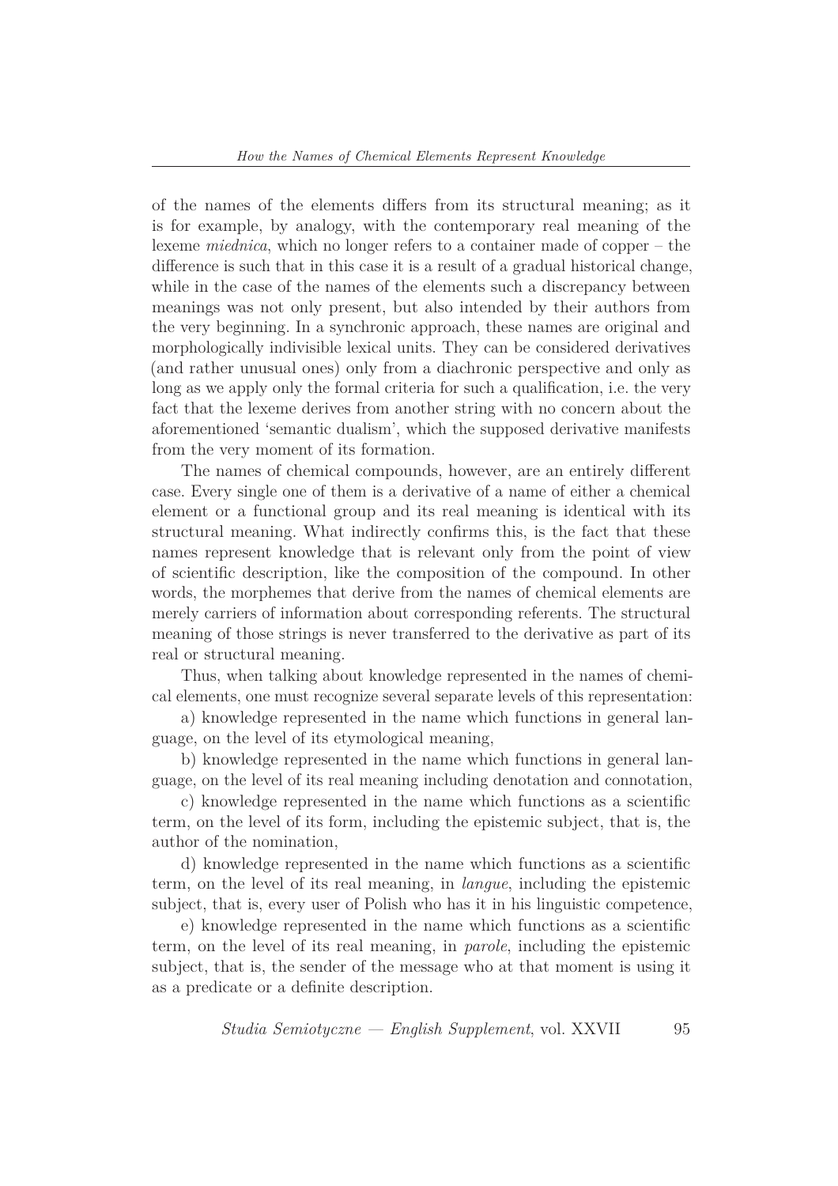of the names of the elements differs from its structural meaning; as it is for example, by analogy, with the contemporary real meaning of the lexeme *miednica*, which no longer refers to a container made of copper – the difference is such that in this case it is a result of a gradual historical change, while in the case of the names of the elements such a discrepancy between meanings was not only present, but also intended by their authors from the very beginning. In a synchronic approach, these names are original and morphologically indivisible lexical units. They can be considered derivatives (and rather unusual ones) only from a diachronic perspective and only as long as we apply only the formal criteria for such a qualification, i.e. the very fact that the lexeme derives from another string with no concern about the aforementioned 'semantic dualism', which the supposed derivative manifests from the very moment of its formation.

The names of chemical compounds, however, are an entirely different case. Every single one of them is a derivative of a name of either a chemical element or a functional group and its real meaning is identical with its structural meaning. What indirectly confirms this, is the fact that these names represent knowledge that is relevant only from the point of view of scientific description, like the composition of the compound. In other words, the morphemes that derive from the names of chemical elements are merely carriers of information about corresponding referents. The structural meaning of those strings is never transferred to the derivative as part of its real or structural meaning.

Thus, when talking about knowledge represented in the names of chemical elements, one must recognize several separate levels of this representation:

a) knowledge represented in the name which functions in general language, on the level of its etymological meaning,

b) knowledge represented in the name which functions in general language, on the level of its real meaning including denotation and connotation,

c) knowledge represented in the name which functions as a scientific term, on the level of its form, including the epistemic subject, that is, the author of the nomination,

d) knowledge represented in the name which functions as a scientific term, on the level of its real meaning, in *langue*, including the epistemic subject, that is, every user of Polish who has it in his linguistic competence,

e) knowledge represented in the name which functions as a scientific term, on the level of its real meaning, in *parole*, including the epistemic subject, that is, the sender of the message who at that moment is using it as a predicate or a definite description.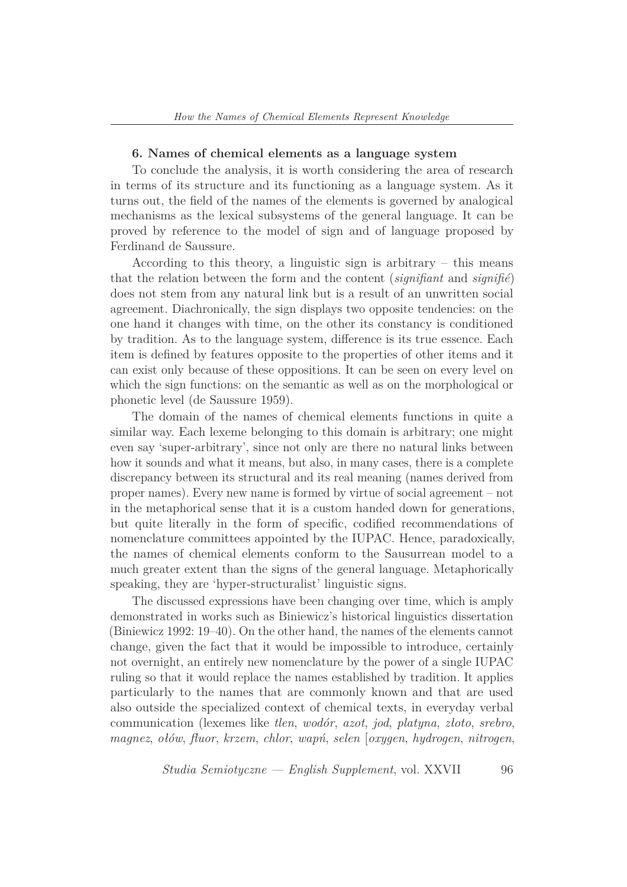### 6. Names of chemical elements as a language system

To conclude the analysis, it is worth considering the area of research in terms of its structure and its functioning as a language system. As it turns out, the field of the names of the elements is governed by analogical mechanisms as the lexical subsystems of the general language. It can be proved by reference to the model of sign and of language proposed by Ferdinand de Saussure.

According to this theory, a linguistic sign is arbitrary – this means that the relation between the form and the content (*signifiant* and *signifié*) does not stem from any natural link but is a result of an unwritten social agreement. Diachronically, the sign displays two opposite tendencies: on the one hand it changes with time, on the other its constancy is conditioned by tradition. As to the language system, difference is its true essence. Each item is defined by features opposite to the properties of other items and it can exist only because of these oppositions. It can be seen on every level on which the sign functions: on the semantic as well as on the morphological or phonetic level (de Saussure 1959).

The domain of the names of chemical elements functions in quite a similar way. Each lexeme belonging to this domain is arbitrary; one might even say 'super-arbitrary', since not only are there no natural links between how it sounds and what it means, but also, in many cases, there is a complete discrepancy between its structural and its real meaning (names derived from proper names). Every new name is formed by virtue of social agreement – not in the metaphorical sense that it is a custom handed down for generations, but quite literally in the form of specific, codified recommendations of nomenclature committees appointed by the IUPAC. Hence, paradoxically, the names of chemical elements conform to the Sausurrean model to a much greater extent than the signs of the general language. Metaphorically speaking, they are 'hyper-structuralist' linguistic signs.

The discussed expressions have been changing over time, which is amply demonstrated in works such as Biniewicz's historical linguistics dissertation (Biniewicz 1992: 19–40). On the other hand, the names of the elements cannot change, given the fact that it would be impossible to introduce, certainly not overnight, an entirely new nomenclature by the power of a single IUPAC ruling so that it would replace the names established by tradition. It applies particularly to the names that are commonly known and that are used also outside the specialized context of chemical texts, in everyday verbal communication (lexemes like *tlen*, *wodór*, *azot*, *jod*, *platyna*, *złoto*, *srebro*, *magnez*, *ołów*, *fluor*, *krzem*, *chlor*, *wapń*, *selen* [*oxygen*, *hydrogen*, *nitrogen*,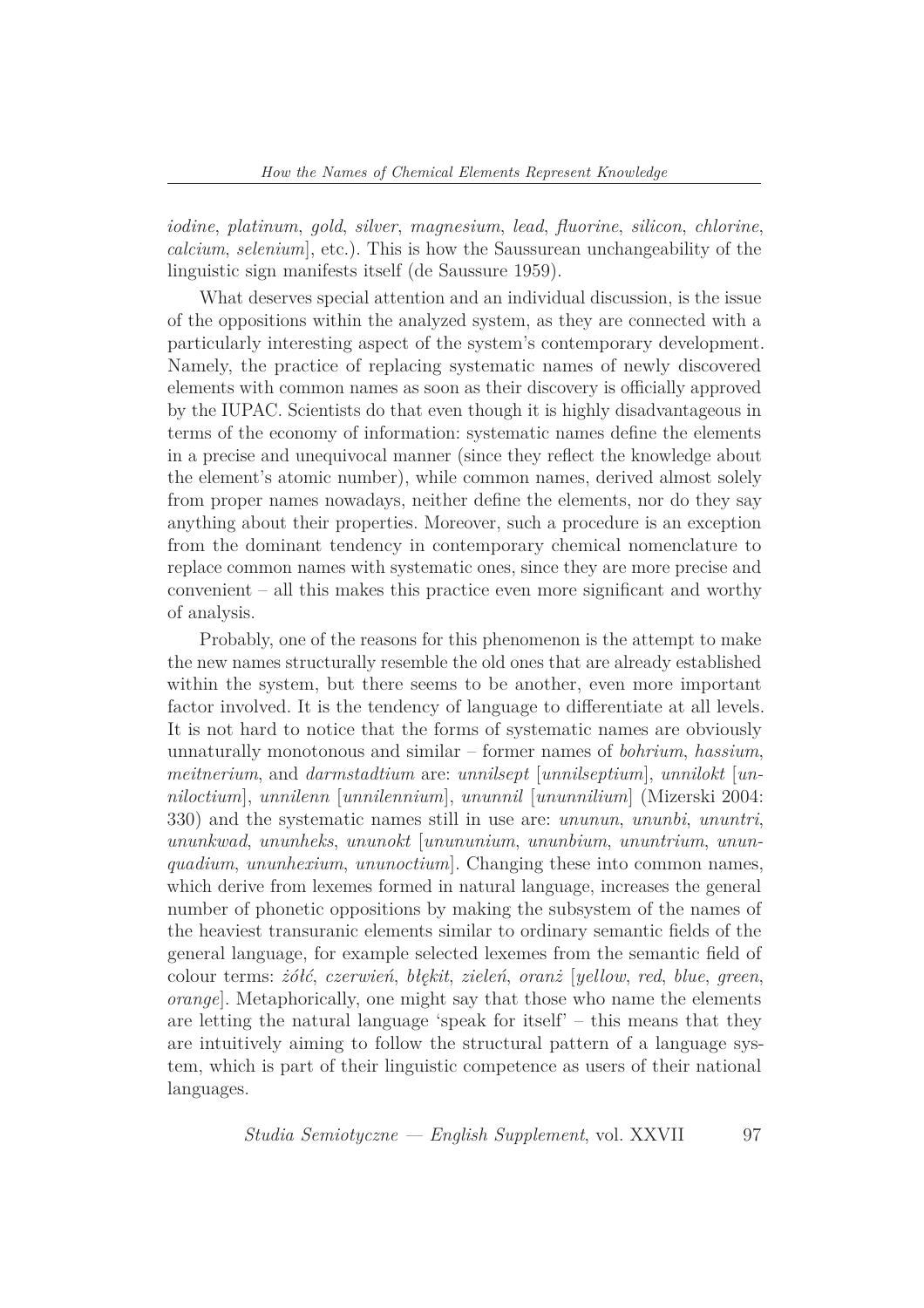*iodine*, *platinum*, *gold*, *silver*, *magnesium*, *lead*, *fluorine*, *silicon*, *chlorine*, *calcium*, *selenium*], etc.). This is how the Saussurean unchangeability of the linguistic sign manifests itself (de Saussure 1959).

What deserves special attention and an individual discussion, is the issue of the oppositions within the analyzed system, as they are connected with a particularly interesting aspect of the system's contemporary development. Namely, the practice of replacing systematic names of newly discovered elements with common names as soon as their discovery is officially approved by the IUPAC. Scientists do that even though it is highly disadvantageous in terms of the economy of information: systematic names define the elements in a precise and unequivocal manner (since they reflect the knowledge about the element's atomic number), while common names, derived almost solely from proper names nowadays, neither define the elements, nor do they say anything about their properties. Moreover, such a procedure is an exception from the dominant tendency in contemporary chemical nomenclature to replace common names with systematic ones, since they are more precise and convenient – all this makes this practice even more significant and worthy of analysis.

Probably, one of the reasons for this phenomenon is the attempt to make the new names structurally resemble the old ones that are already established within the system, but there seems to be another, even more important factor involved. It is the tendency of language to differentiate at all levels. It is not hard to notice that the forms of systematic names are obviously unnaturally monotonous and similar – former names of *bohrium*, *hassium*, *meitnerium*, and *darmstadtium* are: *unnilsept* [*unnilseptium*], *unnilokt* [*unniloctium*], *unnilenn* [*unnilennium*], *ununnil* [*ununnilium*] (Mizerski 2004: 330) and the systematic names still in use are: *ununun*, *ununbi*, *ununtri*, *ununkwad*, *ununheks*, *ununokt* [*unununium*, *ununbium*, *ununtrium*, *ununquadium*, *ununhexium*, *ununoctium*]. Changing these into common names, which derive from lexemes formed in natural language, increases the general number of phonetic oppositions by making the subsystem of the names of the heaviest transuranic elements similar to ordinary semantic fields of the general language, for example selected lexemes from the semantic field of colour terms: *żółć*, *czerwień*, *błękit*, *zieleń*, *oranż* [*yellow*, *red*, *blue*, *green*, *orange*]. Metaphorically, one might say that those who name the elements are letting the natural language 'speak for itself' – this means that they are intuitively aiming to follow the structural pattern of a language system, which is part of their linguistic competence as users of their national languages.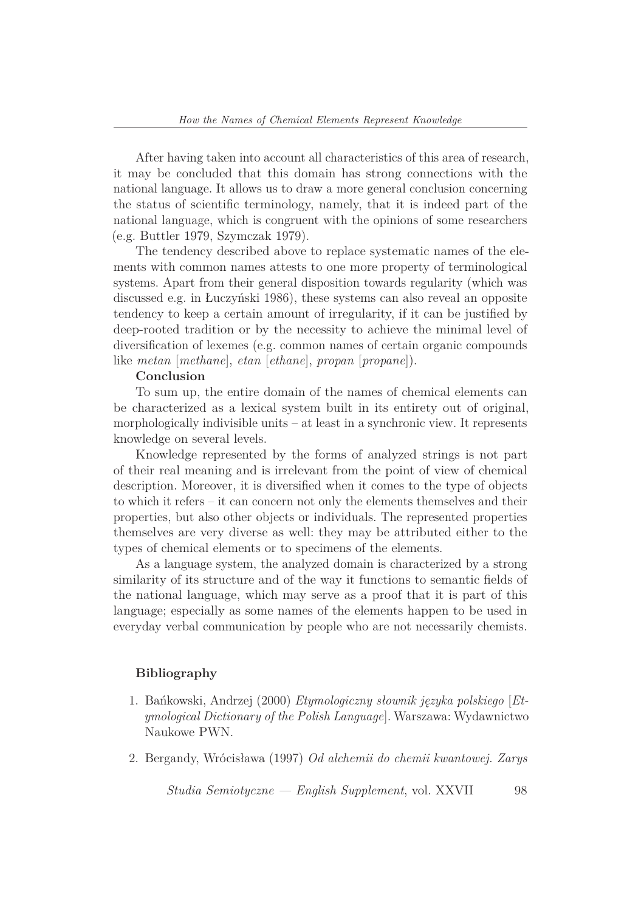After having taken into account all characteristics of this area of research, it may be concluded that this domain has strong connections with the national language. It allows us to draw a more general conclusion concerning the status of scientific terminology, namely, that it is indeed part of the national language, which is congruent with the opinions of some researchers (e.g. Buttler 1979, Szymczak 1979).

The tendency described above to replace systematic names of the elements with common names attests to one more property of terminological systems. Apart from their general disposition towards regularity (which was discussed e.g. in Łuczyński 1986), these systems can also reveal an opposite tendency to keep a certain amount of irregularity, if it can be justified by deep-rooted tradition or by the necessity to achieve the minimal level of diversification of lexemes (e.g. common names of certain organic compounds like *metan* [*methane*], *etan* [*ethane*], *propan* [*propane*]).

**Conclusion**

To sum up, the entire domain of the names of chemical elements can be characterized as a lexical system built in its entirety out of original, morphologically indivisible units – at least in a synchronic view. It represents knowledge on several levels.

Knowledge represented by the forms of analyzed strings is not part of their real meaning and is irrelevant from the point of view of chemical description. Moreover, it is diversified when it comes to the type of objects to which it refers – it can concern not only the elements themselves and their properties, but also other objects or individuals. The represented properties themselves are very diverse as well: they may be attributed either to the types of chemical elements or to specimens of the elements.

As a language system, the analyzed domain is characterized by a strong similarity of its structure and of the way it functions to semantic fields of the national language, which may serve as a proof that it is part of this language; especially as some names of the elements happen to be used in everyday verbal communication by people who are not necessarily chemists.

## Bibliography

1. Bańkowski, Andrzej (2000) *Etymologiczny słownik języka polskiego* [*Etymological Dictionary of the Polish Language*]. Warszawa: Wydawnictwo Naukowe PWN.
2. Bergandy, Wrócisława (1997) *Od alchemii do chemii kwantowej. Zarys*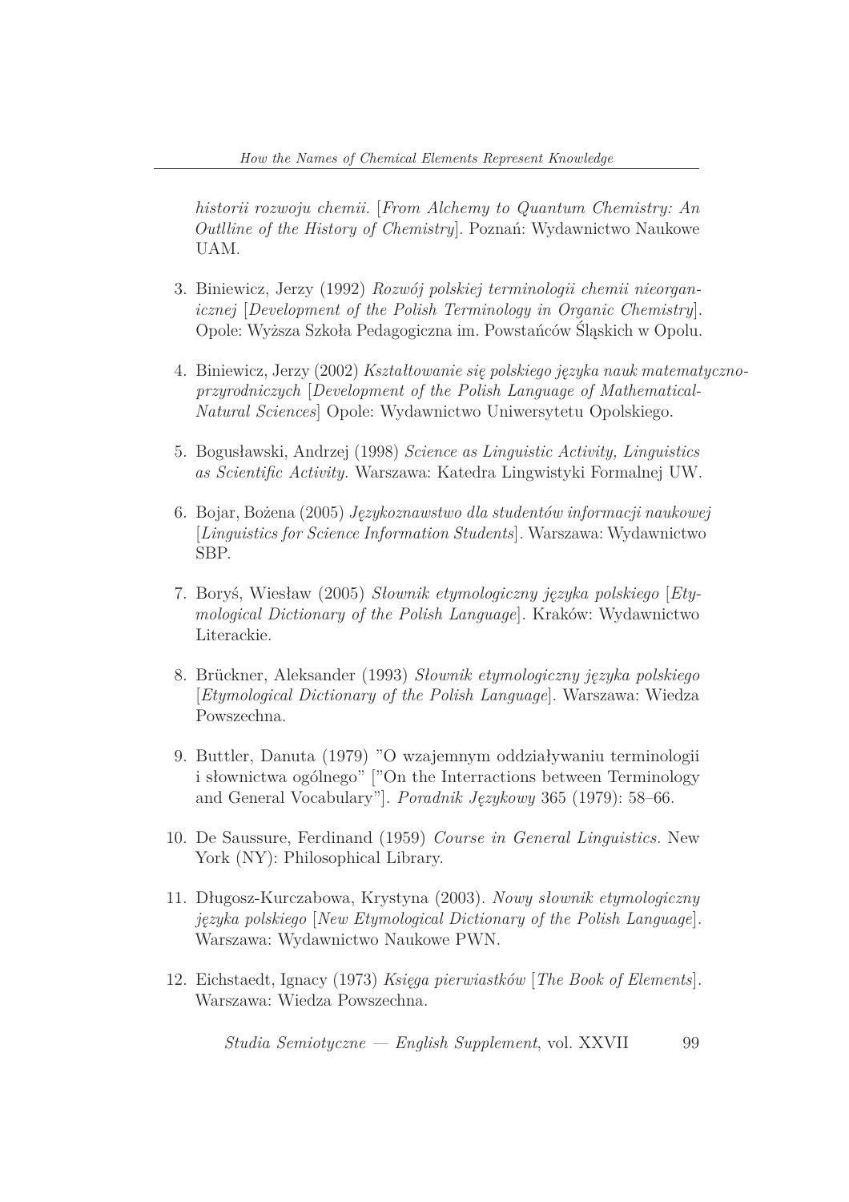*historii rozwoju chemii.* [*From Alchemy to Quantum Chemistry: An Outlline of the History of Chemistry*]. Poznań: Wydawnictwo Naukowe UAM.

3. Biniewicz, Jerzy (1992) *Rozwój polskiej terminologii chemii nieorganicznej* [*Development of the Polish Terminology in Organic Chemistry*]. Opole: Wyższa Szkoła Pedagogiczna im. Powstańców Śląskich w Opolu.

4. Biniewicz, Jerzy (2002) *Kształtowanie się polskiego języka nauk matematyczno-przyrodniczych* [*Development of the Polish Language of Mathematical-Natural Sciences*] Opole: Wydawnictwo Uniwersytetu Opolskiego.

5. Bogusławski, Andrzej (1998) *Science as Linguistic Activity, Linguistics as Scientific Activity.* Warszawa: Katedra Lingwistyki Formalnej UW.

6. Bojar, Bożena (2005) *Językoznawstwo dla studentów informacji naukowej* [*Linguistics for Science Information Students*]. Warszawa: Wydawnictwo SBP.

7. Boryś, Wiesław (2005) *Słownik etymologiczny języka polskiego* [*Etymological Dictionary of the Polish Language*]. Kraków: Wydawnictwo Literackie.

8. Brückner, Aleksander (1993) *Słownik etymologiczny języka polskiego* [*Etymological Dictionary of the Polish Language*]. Warszawa: Wiedza Powszechna.

9. Buttler, Danuta (1979) "O wzajemnym oddziaływaniu terminologii i słownictwa ogólnego" ["On the Interractions between Terminology and General Vocabulary"]. *Poradnik Językowy* 365 (1979): 58–66.

10. De Saussure, Ferdinand (1959) *Course in General Linguistics.* New York (NY): Philosophical Library.

11. Długosz-Kurczabowa, Krystyna (2003). *Nowy słownik etymologiczny języka polskiego* [*New Etymological Dictionary of the Polish Language*]. Warszawa: Wydawnictwo Naukowe PWN.

12. Eichstaedt, Ignacy (1973) *Księga pierwiastków* [*The Book of Elements*]. Warszawa: Wiedza Powszechna.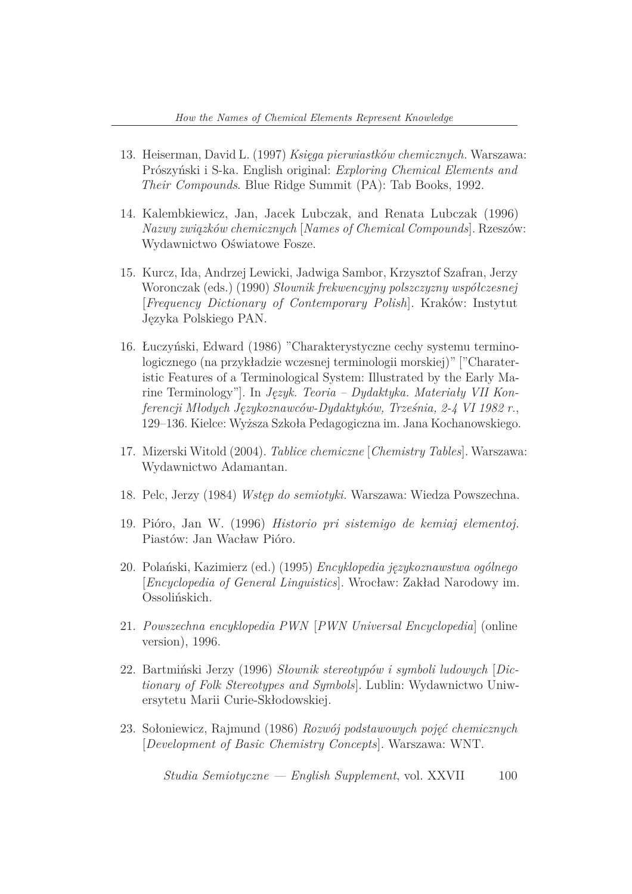13. Heiserman, David L. (1997) *Księga pierwiastków chemicznych.* Warszawa: Prószyński i S-ka. English original: *Exploring Chemical Elements and Their Compounds*. Blue Ridge Summit (PA): Tab Books, 1992.

14. Kalembkiewicz, Jan, Jacek Lubczak, and Renata Lubczak (1996) *Nazwy związków chemicznych* [*Names of Chemical Compounds*]. Rzeszów: Wydawnictwo Oświatowe Fosze.

15. Kurcz, Ida, Andrzej Lewicki, Jadwiga Sambor, Krzysztof Szafran, Jerzy Woronczak (eds.) (1990) *Słownik frekwencyjny polszczyzny współczesnej* [*Frequency Dictionary of Contemporary Polish*]. Kraków: Instytut Języka Polskiego PAN.

16. Łuczyński, Edward (1986) "Charakterystyczne cechy systemu terminologicznego (na przykładzie wczesnej terminologii morskiej)" ["Charateristic Features of a Terminological System: Illustrated by the Early Marine Terminology"]. In *Język. Teoria – Dydaktyka. Materiały VII Konferencji Młodych Językoznawców-Dydaktyków, Trześnia, 2-4 VI 1982 r.*, 129–136. Kielce: Wyższa Szkoła Pedagogiczna im. Jana Kochanowskiego.

17. Mizerski Witold (2004). *Tablice chemiczne* [*Chemistry Tables*]. Warszawa: Wydawnictwo Adamantan.

18. Pelc, Jerzy (1984) *Wstęp do semiotyki*. Warszawa: Wiedza Powszechna.

19. Pióro, Jan W. (1996) *Historio pri sistemigo de kemiaj elementoj*. Piastów: Jan Wacław Pióro.

20. Polański, Kazimierz (ed.) (1995) *Encyklopedia językoznawstwa ogólnego* [*Encyclopedia of General Linguistics*]. Wrocław: Zakład Narodowy im. Ossolińskich.

21. *Powszechna encyklopedia PWN* [*PWN Universal Encyclopedia*] (online version), 1996.

22. Bartmiński Jerzy (1996) *Słownik stereotypów i symboli ludowych* [*Dictionary of Folk Stereotypes and Symbols*]. Lublin: Wydawnictwo Uniwersytetu Marii Curie-Skłodowskiej.

23. Sołoniewicz, Rajmund (1986) *Rozwój podstawowych pojęć chemicznych* [*Development of Basic Chemistry Concepts*]. Warszawa: WNT.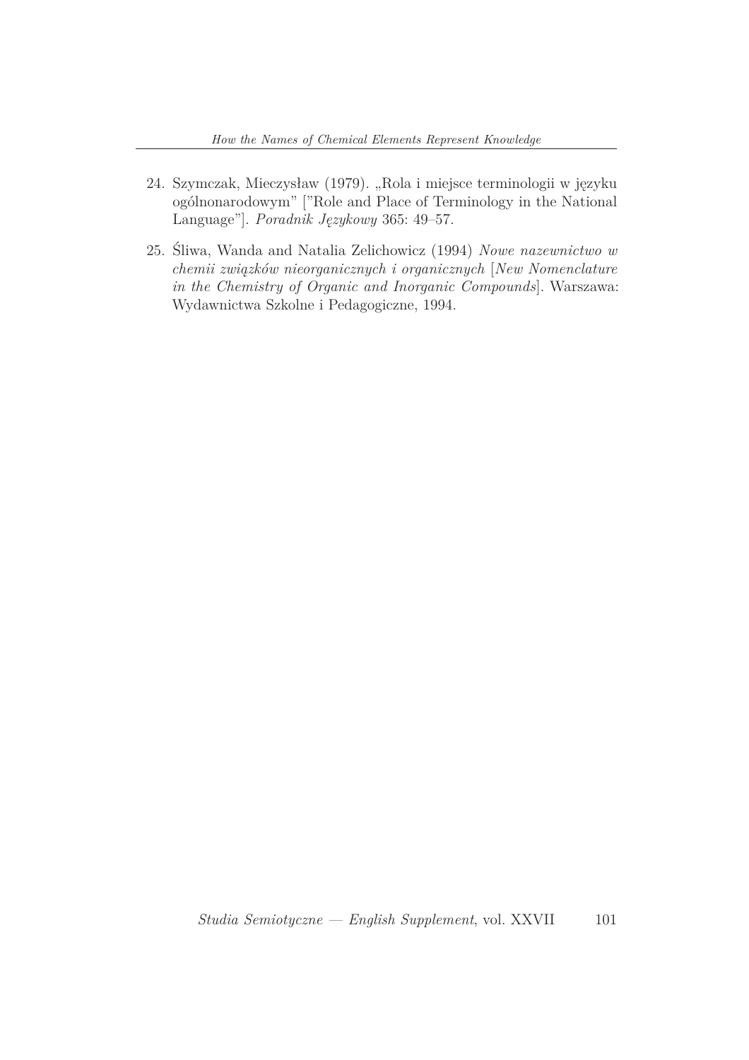24. Szymczak, Mieczysław (1979). „Rola i miejsce terminologii w języku ogólnonarodowym" ["Role and Place of Terminology in the National Language"]. *Poradnik Językowy* 365: 49–57.

25. Śliwa, Wanda and Natalia Zelichowicz (1994) *Nowe nazewnictwo w chemii związków nieorganicznych i organicznych* [*New Nomenclature in the Chemistry of Organic and Inorganic Compounds*]. Warszawa: Wydawnictwa Szkolne i Pedagogiczne, 1994.